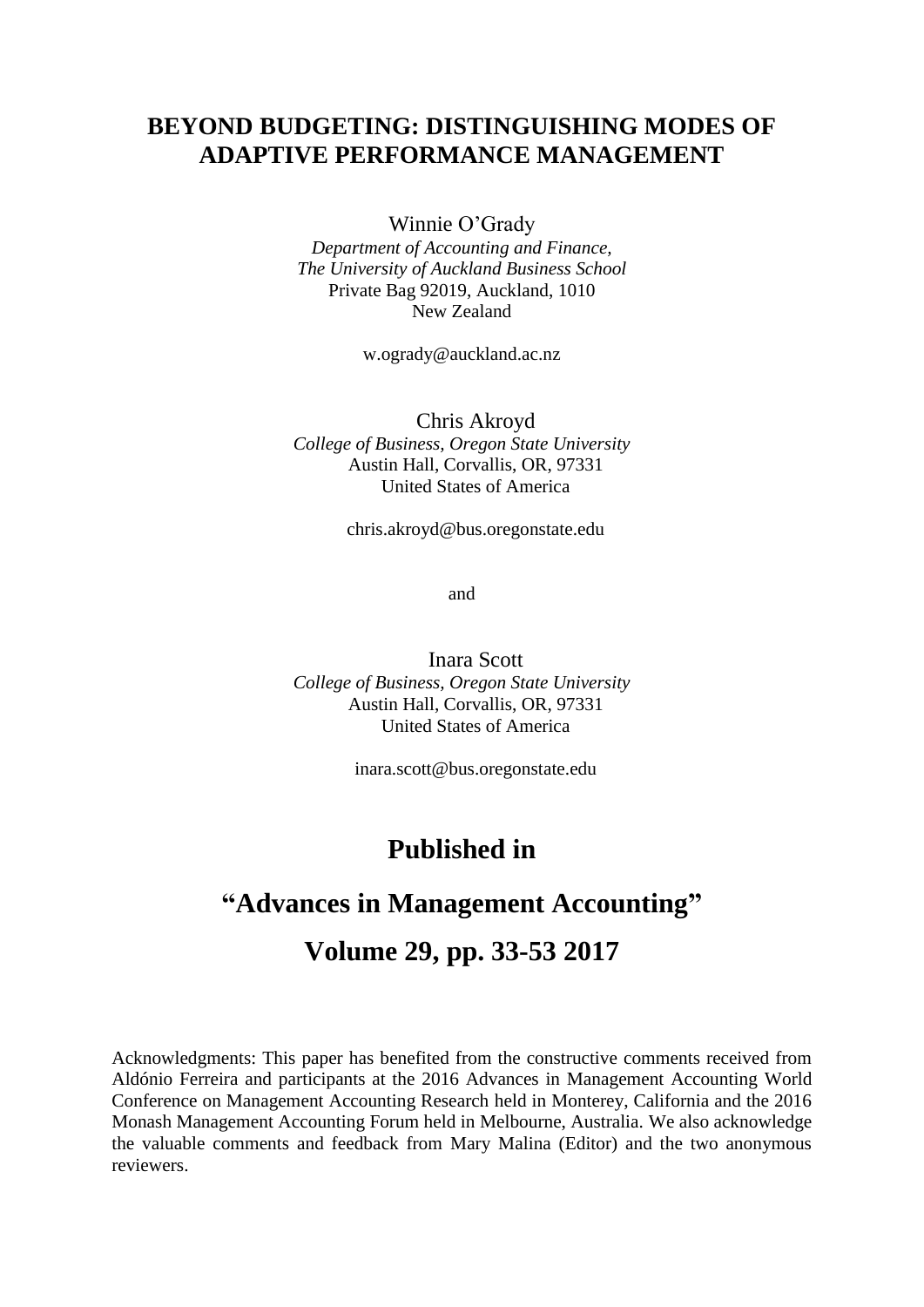# BEYOND BUDGETING: DISTINGUISHING MODES OF ADAPTIVE PERFORMANCE MANAGEMENT

Winnie O'Grady
*Department of Accounting and Finance,*
*The University of Auckland Business School*
Private Bag 92019, Auckland, 1010
New Zealand

w.ogrady@auckland.ac.nz

Chris Akroyd
*College of Business, Oregon State University*
Austin Hall, Corvallis, OR, 97331
United States of America

chris.akroyd@bus.oregonstate.edu

and

Inara Scott
*College of Business, Oregon State University*
Austin Hall, Corvallis, OR, 97331
United States of America

inara.scott@bus.oregonstate.edu

## Published in

## "Advances in Management Accounting"

## Volume 29, pp. 33-53 2017

Acknowledgments: This paper has benefited from the constructive comments received from Aldónio Ferreira and participants at the 2016 Advances in Management Accounting World Conference on Management Accounting Research held in Monterey, California and the 2016 Monash Management Accounting Forum held in Melbourne, Australia. We also acknowledge the valuable comments and feedback from Mary Malina (Editor) and the two anonymous reviewers.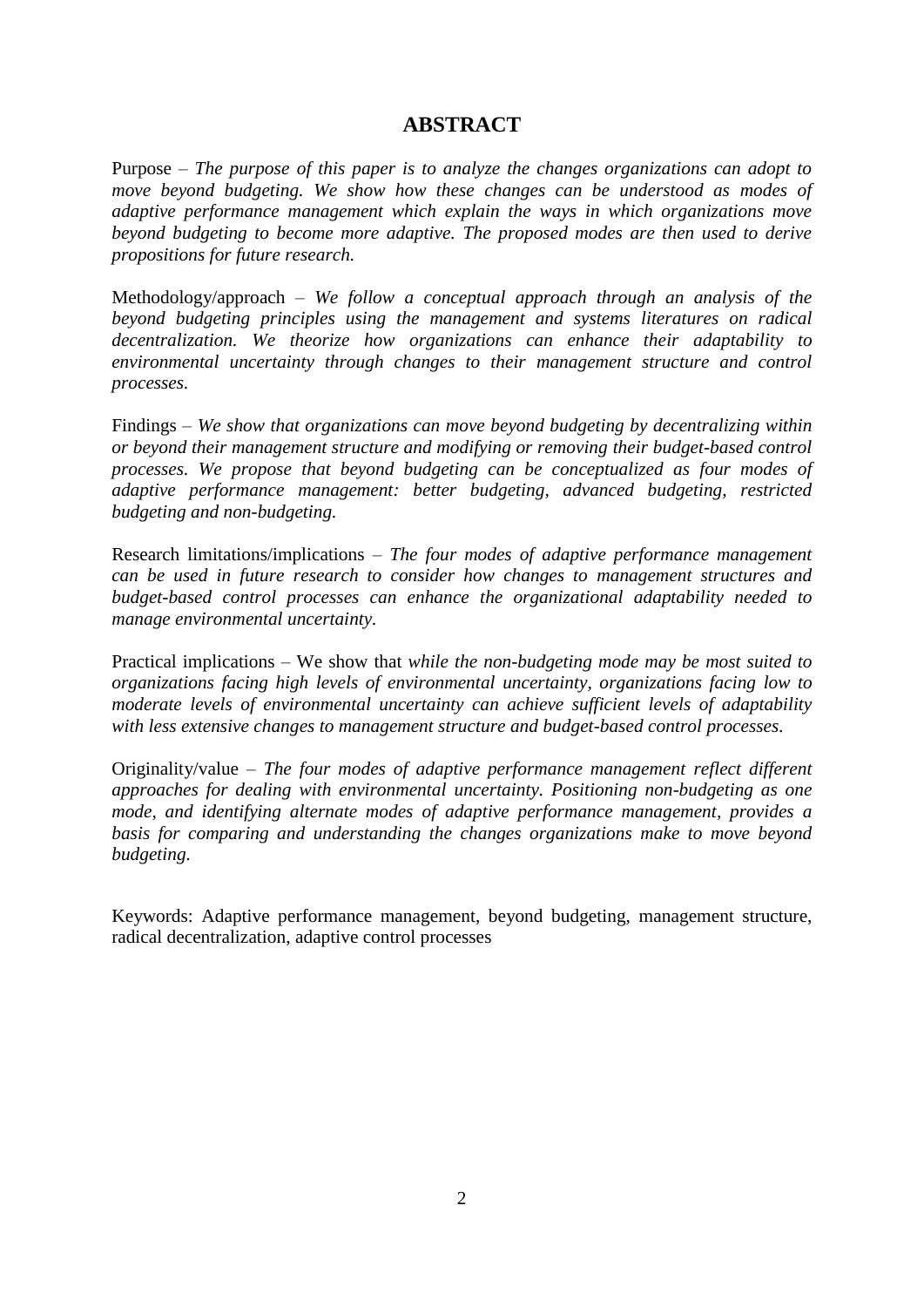## ABSTRACT

Purpose – *The purpose of this paper is to analyze the changes organizations can adopt to move beyond budgeting. We show how these changes can be understood as modes of adaptive performance management which explain the ways in which organizations move beyond budgeting to become more adaptive. The proposed modes are then used to derive propositions for future research.*

Methodology/approach – *We follow a conceptual approach through an analysis of the beyond budgeting principles using the management and systems literatures on radical decentralization. We theorize how organizations can enhance their adaptability to environmental uncertainty through changes to their management structure and control processes.*

Findings – *We show that organizations can move beyond budgeting by decentralizing within or beyond their management structure and modifying or removing their budget-based control processes. We propose that beyond budgeting can be conceptualized as four modes of adaptive performance management: better budgeting, advanced budgeting, restricted budgeting and non-budgeting.*

Research limitations/implications – *The four modes of adaptive performance management can be used in future research to consider how changes to management structures and budget-based control processes can enhance the organizational adaptability needed to manage environmental uncertainty.*

Practical implications – We show that *while the non-budgeting mode may be most suited to organizations facing high levels of environmental uncertainty, organizations facing low to moderate levels of environmental uncertainty can achieve sufficient levels of adaptability with less extensive changes to management structure and budget-based control processes.*

Originality/value – *The four modes of adaptive performance management reflect different approaches for dealing with environmental uncertainty. Positioning non-budgeting as one mode, and identifying alternate modes of adaptive performance management, provides a basis for comparing and understanding the changes organizations make to move beyond budgeting.*

Keywords: Adaptive performance management, beyond budgeting, management structure, radical decentralization, adaptive control processes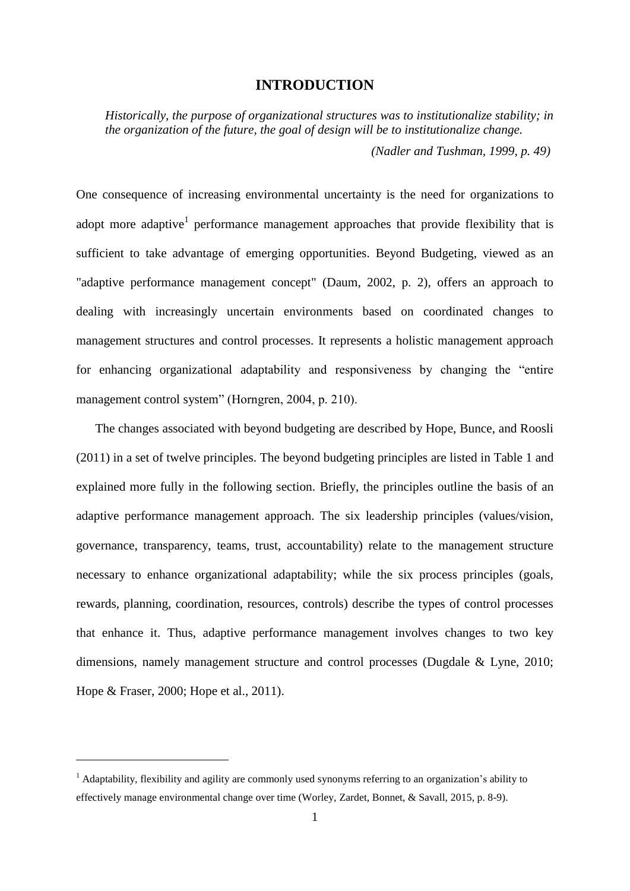# INTRODUCTION

> *Historically, the purpose of organizational structures was to institutionalize stability; in the organization of the future, the goal of design will be to institutionalize change.*
>
> *(Nadler and Tushman, 1999, p. 49)*

One consequence of increasing environmental uncertainty is the need for organizations to adopt more adaptive[1] performance management approaches that provide flexibility that is sufficient to take advantage of emerging opportunities. Beyond Budgeting, viewed as an "adaptive performance management concept" (Daum, 2002, p. 2), offers an approach to dealing with increasingly uncertain environments based on coordinated changes to management structures and control processes. It represents a holistic management approach for enhancing organizational adaptability and responsiveness by changing the "entire management control system" (Horngren, 2004, p. 210).

The changes associated with beyond budgeting are described by Hope, Bunce, and Roosli (2011) in a set of twelve principles. The beyond budgeting principles are listed in Table 1 and explained more fully in the following section. Briefly, the principles outline the basis of an adaptive performance management approach. The six leadership principles (values/vision, governance, transparency, teams, trust, accountability) relate to the management structure necessary to enhance organizational adaptability; while the six process principles (goals, rewards, planning, coordination, resources, controls) describe the types of control processes that enhance it. Thus, adaptive performance management involves changes to two key dimensions, namely management structure and control processes (Dugdale & Lyne, 2010; Hope & Fraser, 2000; Hope et al., 2011).

---

[1] Adaptability, flexibility and agility are commonly used synonyms referring to an organization's ability to effectively manage environmental change over time (Worley, Zardet, Bonnet, & Savall, 2015, p. 8-9).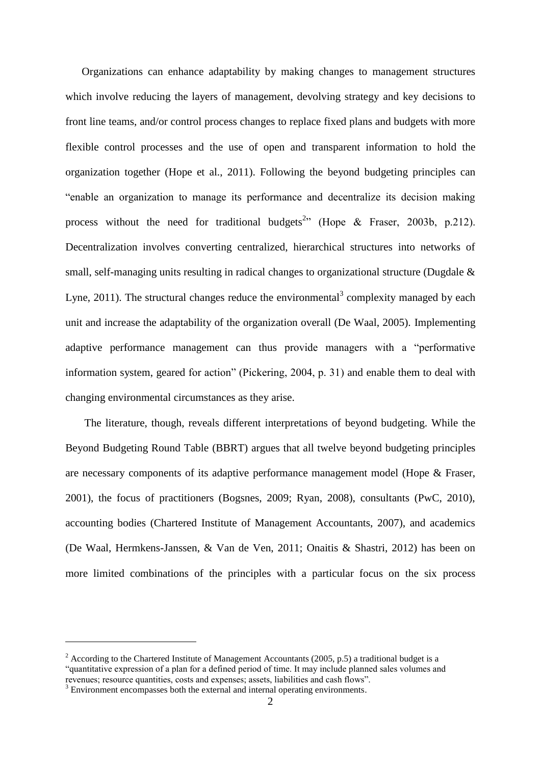Organizations can enhance adaptability by making changes to management structures which involve reducing the layers of management, devolving strategy and key decisions to front line teams, and/or control process changes to replace fixed plans and budgets with more flexible control processes and the use of open and transparent information to hold the organization together (Hope et al., 2011). Following the beyond budgeting principles can "enable an organization to manage its performance and decentralize its decision making process without the need for traditional budgets[2]" (Hope & Fraser, 2003b, p.212). Decentralization involves converting centralized, hierarchical structures into networks of small, self-managing units resulting in radical changes to organizational structure (Dugdale & Lyne, 2011). The structural changes reduce the environmental[3] complexity managed by each unit and increase the adaptability of the organization overall (De Waal, 2005). Implementing adaptive performance management can thus provide managers with a "performative information system, geared for action" (Pickering, 2004, p. 31) and enable them to deal with changing environmental circumstances as they arise.

The literature, though, reveals different interpretations of beyond budgeting. While the Beyond Budgeting Round Table (BBRT) argues that all twelve beyond budgeting principles are necessary components of its adaptive performance management model (Hope & Fraser, 2001), the focus of practitioners (Bogsnes, 2009; Ryan, 2008), consultants (PwC, 2010), accounting bodies (Chartered Institute of Management Accountants, 2007), and academics (De Waal, Hermkens-Janssen, & Van de Ven, 2011; Onaitis & Shastri, 2012) has been on more limited combinations of the principles with a particular focus on the six process

---

[2] According to the Chartered Institute of Management Accountants (2005, p.5) a traditional budget is a "quantitative expression of a plan for a defined period of time. It may include planned sales volumes and revenues; resource quantities, costs and expenses; assets, liabilities and cash flows".

[3] Environment encompasses both the external and internal operating environments.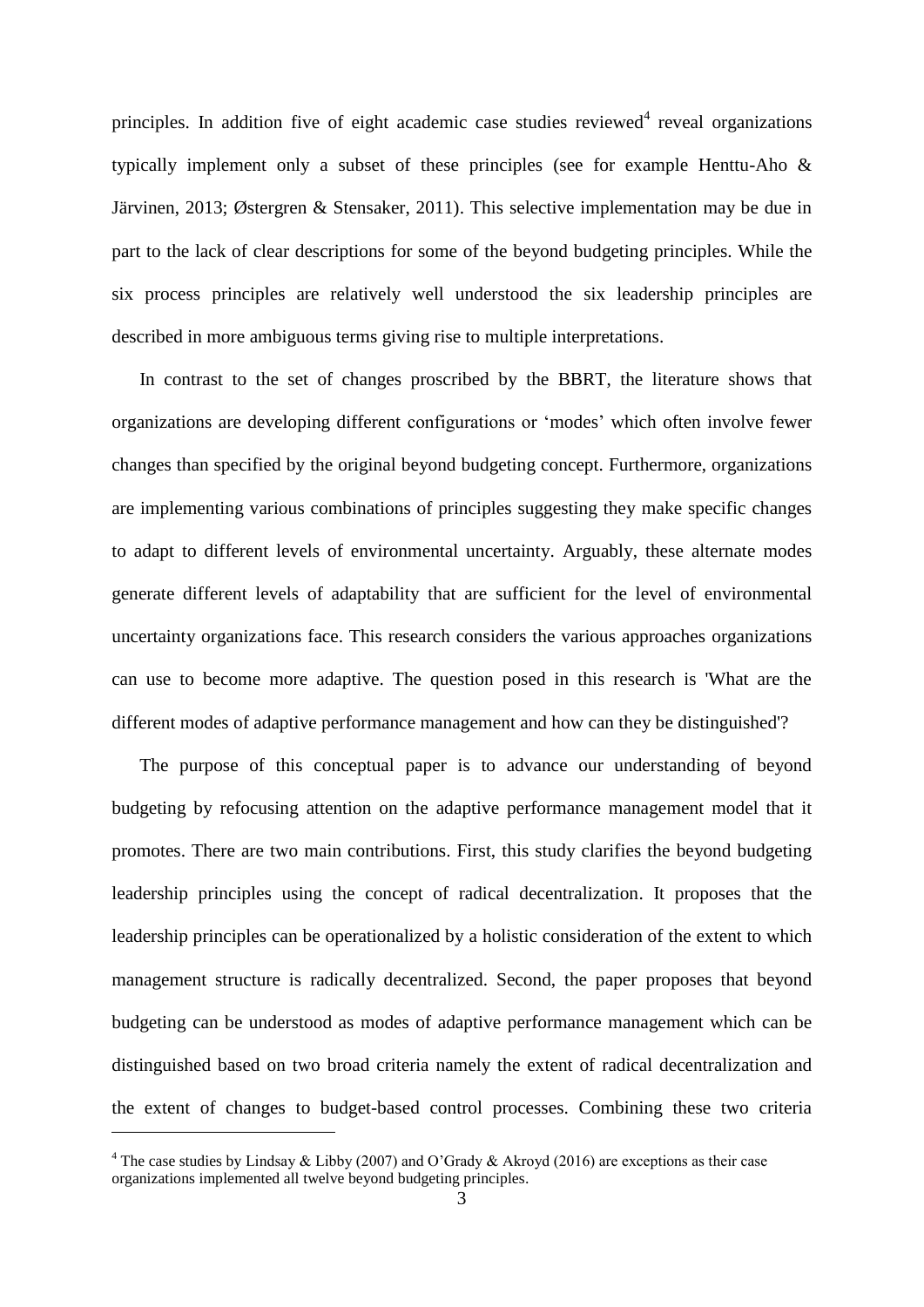principles. In addition five of eight academic case studies reviewed[4] reveal organizations typically implement only a subset of these principles (see for example Henttu-Aho & Järvinen, 2013; Østergren & Stensaker, 2011). This selective implementation may be due in part to the lack of clear descriptions for some of the beyond budgeting principles. While the six process principles are relatively well understood the six leadership principles are described in more ambiguous terms giving rise to multiple interpretations.

In contrast to the set of changes proscribed by the BBRT, the literature shows that organizations are developing different configurations or 'modes' which often involve fewer changes than specified by the original beyond budgeting concept. Furthermore, organizations are implementing various combinations of principles suggesting they make specific changes to adapt to different levels of environmental uncertainty. Arguably, these alternate modes generate different levels of adaptability that are sufficient for the level of environmental uncertainty organizations face. This research considers the various approaches organizations can use to become more adaptive. The question posed in this research is 'What are the different modes of adaptive performance management and how can they be distinguished'?

The purpose of this conceptual paper is to advance our understanding of beyond budgeting by refocusing attention on the adaptive performance management model that it promotes. There are two main contributions. First, this study clarifies the beyond budgeting leadership principles using the concept of radical decentralization. It proposes that the leadership principles can be operationalized by a holistic consideration of the extent to which management structure is radically decentralized. Second, the paper proposes that beyond budgeting can be understood as modes of adaptive performance management which can be distinguished based on two broad criteria namely the extent of radical decentralization and the extent of changes to budget-based control processes. Combining these two criteria

[4] The case studies by Lindsay & Libby (2007) and O'Grady & Akroyd (2016) are exceptions as their case organizations implemented all twelve beyond budgeting principles.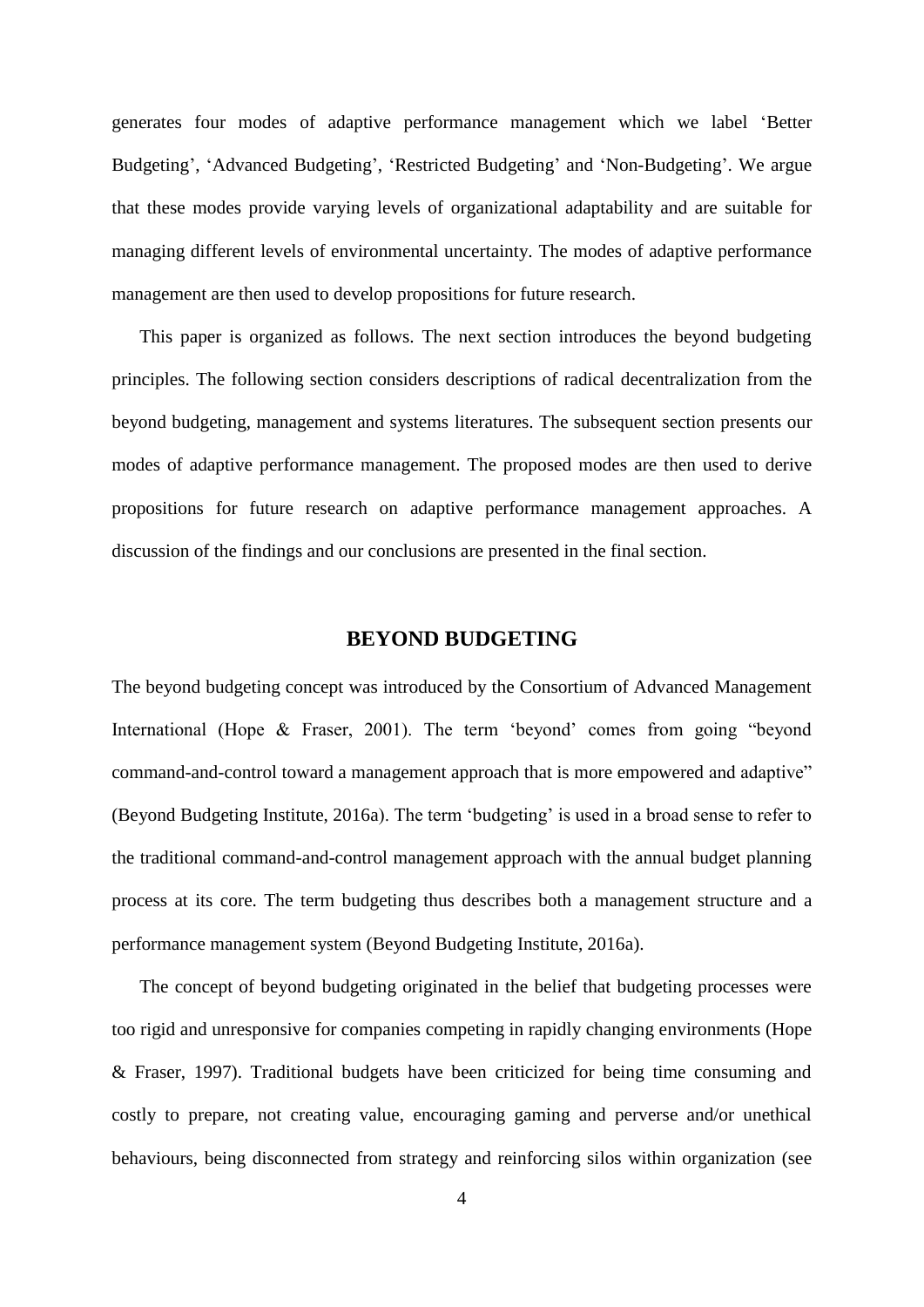generates four modes of adaptive performance management which we label 'Better Budgeting', 'Advanced Budgeting', 'Restricted Budgeting' and 'Non-Budgeting'. We argue that these modes provide varying levels of organizational adaptability and are suitable for managing different levels of environmental uncertainty. The modes of adaptive performance management are then used to develop propositions for future research.

This paper is organized as follows. The next section introduces the beyond budgeting principles. The following section considers descriptions of radical decentralization from the beyond budgeting, management and systems literatures. The subsequent section presents our modes of adaptive performance management. The proposed modes are then used to derive propositions for future research on adaptive performance management approaches. A discussion of the findings and our conclusions are presented in the final section.

## BEYOND BUDGETING

The beyond budgeting concept was introduced by the Consortium of Advanced Management International (Hope & Fraser, 2001). The term 'beyond' comes from going "beyond command-and-control toward a management approach that is more empowered and adaptive" (Beyond Budgeting Institute, 2016a). The term 'budgeting' is used in a broad sense to refer to the traditional command-and-control management approach with the annual budget planning process at its core. The term budgeting thus describes both a management structure and a performance management system (Beyond Budgeting Institute, 2016a).

The concept of beyond budgeting originated in the belief that budgeting processes were too rigid and unresponsive for companies competing in rapidly changing environments (Hope & Fraser, 1997). Traditional budgets have been criticized for being time consuming and costly to prepare, not creating value, encouraging gaming and perverse and/or unethical behaviours, being disconnected from strategy and reinforcing silos within organization (see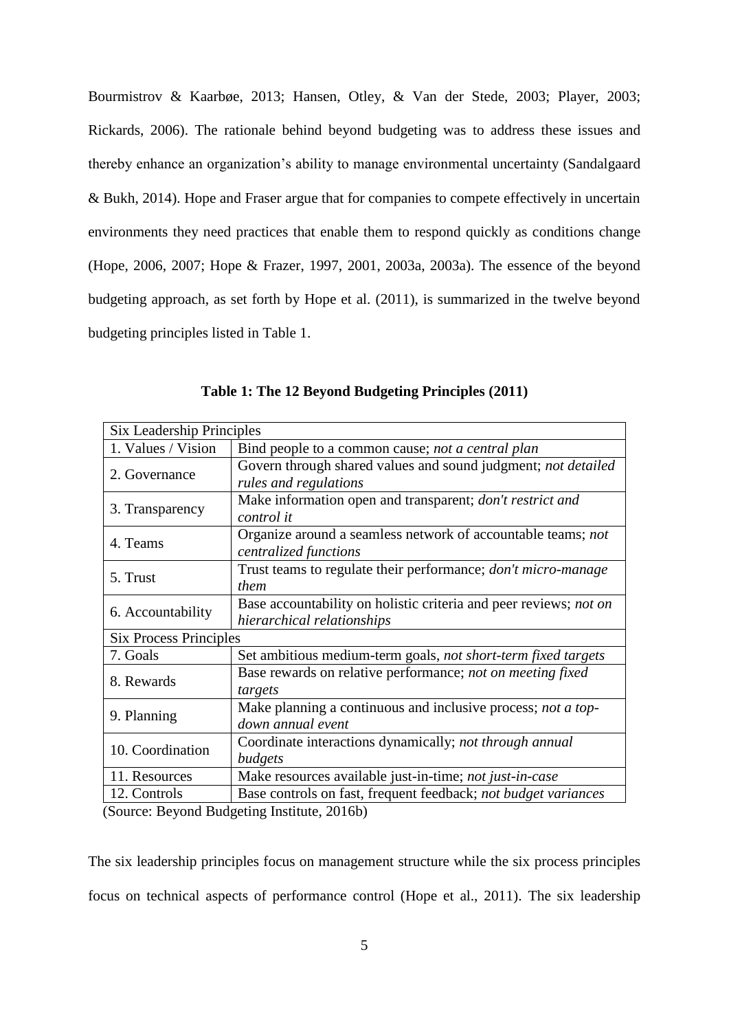Bourmistrov & Kaarbøe, 2013; Hansen, Otley, & Van der Stede, 2003; Player, 2003; Rickards, 2006). The rationale behind beyond budgeting was to address these issues and thereby enhance an organization's ability to manage environmental uncertainty (Sandalgaard & Bukh, 2014). Hope and Fraser argue that for companies to compete effectively in uncertain environments they need practices that enable them to respond quickly as conditions change (Hope, 2006, 2007; Hope & Frazer, 1997, 2001, 2003a, 2003a). The essence of the beyond budgeting approach, as set forth by Hope et al. (2011), is summarized in the twelve beyond budgeting principles listed in Table 1.

**Table 1: The 12 Beyond Budgeting Principles (2011)**

| Six Leadership Principles | |
|---|---|
| 1. Values / Vision | Bind people to a common cause; *not a central plan* |
| 2. Governance | Govern through shared values and sound judgment; *not detailed rules and regulations* |
| 3. Transparency | Make information open and transparent; *don't restrict and control it* |
| 4. Teams | Organize around a seamless network of accountable teams; *not centralized functions* |
| 5. Trust | Trust teams to regulate their performance; *don't micro-manage them* |
| 6. Accountability | Base accountability on holistic criteria and peer reviews; *not on hierarchical relationships* |
| Six Process Principles | |
| 7. Goals | Set ambitious medium-term goals, *not short-term fixed targets* |
| 8. Rewards | Base rewards on relative performance; *not on meeting fixed targets* |
| 9. Planning | Make planning a continuous and inclusive process; *not a top-down annual event* |
| 10. Coordination | Coordinate interactions dynamically; *not through annual budgets* |
| 11. Resources | Make resources available just-in-time; *not just-in-case* |
| 12. Controls | Base controls on fast, frequent feedback; *not budget variances* |

(Source: Beyond Budgeting Institute, 2016b)

The six leadership principles focus on management structure while the six process principles focus on technical aspects of performance control (Hope et al., 2011). The six leadership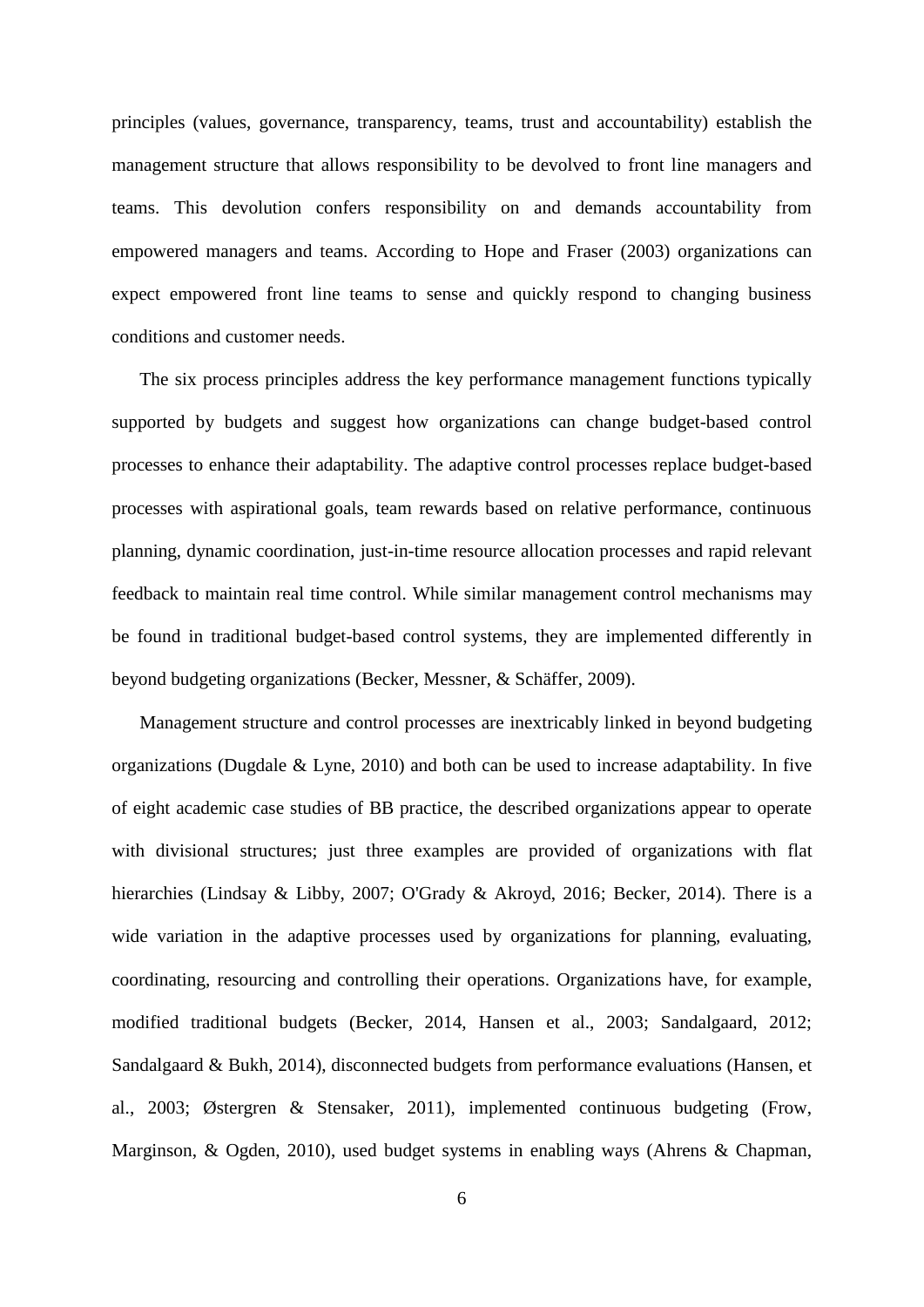principles (values, governance, transparency, teams, trust and accountability) establish the management structure that allows responsibility to be devolved to front line managers and teams. This devolution confers responsibility on and demands accountability from empowered managers and teams. According to Hope and Fraser (2003) organizations can expect empowered front line teams to sense and quickly respond to changing business conditions and customer needs.

The six process principles address the key performance management functions typically supported by budgets and suggest how organizations can change budget-based control processes to enhance their adaptability. The adaptive control processes replace budget-based processes with aspirational goals, team rewards based on relative performance, continuous planning, dynamic coordination, just-in-time resource allocation processes and rapid relevant feedback to maintain real time control. While similar management control mechanisms may be found in traditional budget-based control systems, they are implemented differently in beyond budgeting organizations (Becker, Messner, & Schäffer, 2009).

Management structure and control processes are inextricably linked in beyond budgeting organizations (Dugdale & Lyne, 2010) and both can be used to increase adaptability. In five of eight academic case studies of BB practice, the described organizations appear to operate with divisional structures; just three examples are provided of organizations with flat hierarchies (Lindsay & Libby, 2007; O'Grady & Akroyd, 2016; Becker, 2014). There is a wide variation in the adaptive processes used by organizations for planning, evaluating, coordinating, resourcing and controlling their operations. Organizations have, for example, modified traditional budgets (Becker, 2014, Hansen et al., 2003; Sandalgaard, 2012; Sandalgaard & Bukh, 2014), disconnected budgets from performance evaluations (Hansen, et al., 2003; Østergren & Stensaker, 2011), implemented continuous budgeting (Frow, Marginson, & Ogden, 2010), used budget systems in enabling ways (Ahrens & Chapman,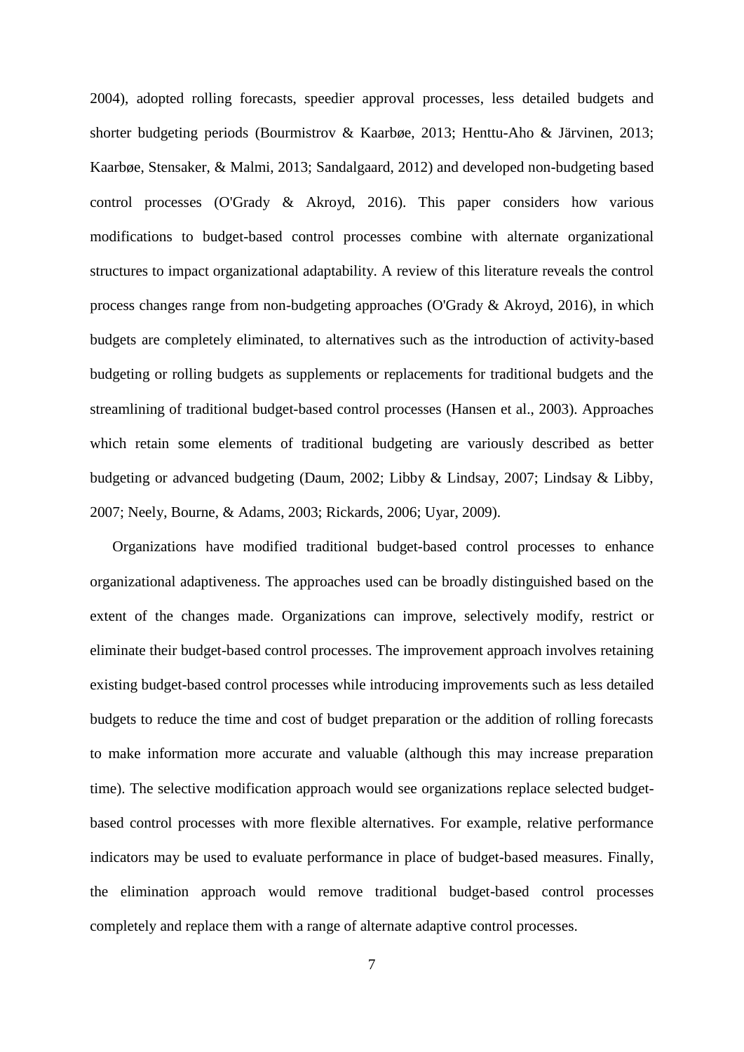2004), adopted rolling forecasts, speedier approval processes, less detailed budgets and shorter budgeting periods (Bourmistrov & Kaarbøe, 2013; Henttu-Aho & Järvinen, 2013; Kaarbøe, Stensaker, & Malmi, 2013; Sandalgaard, 2012) and developed non-budgeting based control processes (O'Grady & Akroyd, 2016). This paper considers how various modifications to budget-based control processes combine with alternate organizational structures to impact organizational adaptability. A review of this literature reveals the control process changes range from non-budgeting approaches (O'Grady & Akroyd, 2016), in which budgets are completely eliminated, to alternatives such as the introduction of activity-based budgeting or rolling budgets as supplements or replacements for traditional budgets and the streamlining of traditional budget-based control processes (Hansen et al., 2003). Approaches which retain some elements of traditional budgeting are variously described as better budgeting or advanced budgeting (Daum, 2002; Libby & Lindsay, 2007; Lindsay & Libby, 2007; Neely, Bourne, & Adams, 2003; Rickards, 2006; Uyar, 2009).

Organizations have modified traditional budget-based control processes to enhance organizational adaptiveness. The approaches used can be broadly distinguished based on the extent of the changes made. Organizations can improve, selectively modify, restrict or eliminate their budget-based control processes. The improvement approach involves retaining existing budget-based control processes while introducing improvements such as less detailed budgets to reduce the time and cost of budget preparation or the addition of rolling forecasts to make information more accurate and valuable (although this may increase preparation time). The selective modification approach would see organizations replace selected budget-based control processes with more flexible alternatives. For example, relative performance indicators may be used to evaluate performance in place of budget-based measures. Finally, the elimination approach would remove traditional budget-based control processes completely and replace them with a range of alternate adaptive control processes.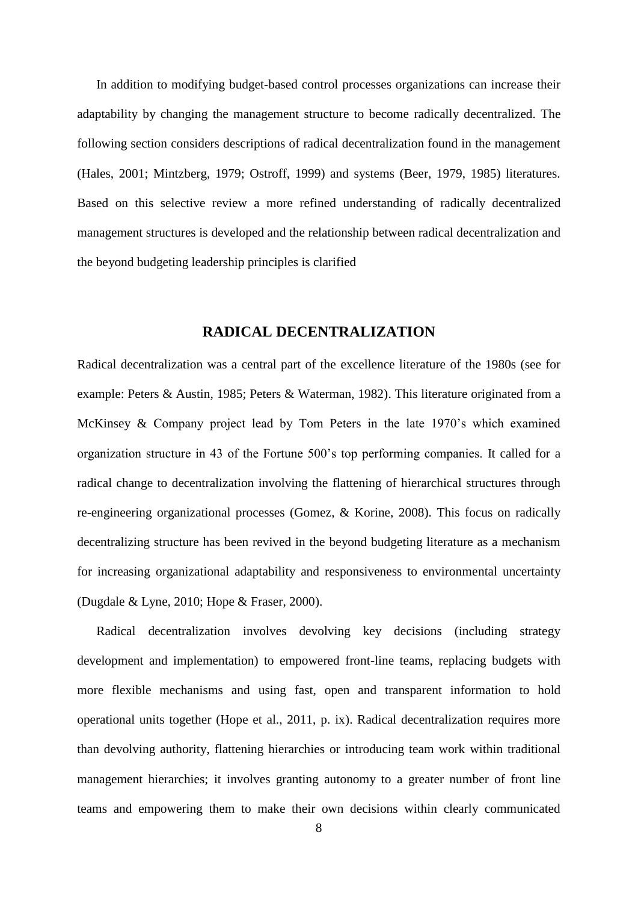In addition to modifying budget-based control processes organizations can increase their adaptability by changing the management structure to become radically decentralized. The following section considers descriptions of radical decentralization found in the management (Hales, 2001; Mintzberg, 1979; Ostroff, 1999) and systems (Beer, 1979, 1985) literatures. Based on this selective review a more refined understanding of radically decentralized management structures is developed and the relationship between radical decentralization and the beyond budgeting leadership principles is clarified

## RADICAL DECENTRALIZATION

Radical decentralization was a central part of the excellence literature of the 1980s (see for example: Peters & Austin, 1985; Peters & Waterman, 1982). This literature originated from a McKinsey & Company project lead by Tom Peters in the late 1970's which examined organization structure in 43 of the Fortune 500's top performing companies. It called for a radical change to decentralization involving the flattening of hierarchical structures through re-engineering organizational processes (Gomez, & Korine, 2008). This focus on radically decentralizing structure has been revived in the beyond budgeting literature as a mechanism for increasing organizational adaptability and responsiveness to environmental uncertainty (Dugdale & Lyne, 2010; Hope & Fraser, 2000).

Radical decentralization involves devolving key decisions (including strategy development and implementation) to empowered front-line teams, replacing budgets with more flexible mechanisms and using fast, open and transparent information to hold operational units together (Hope et al., 2011, p. ix). Radical decentralization requires more than devolving authority, flattening hierarchies or introducing team work within traditional management hierarchies; it involves granting autonomy to a greater number of front line teams and empowering them to make their own decisions within clearly communicated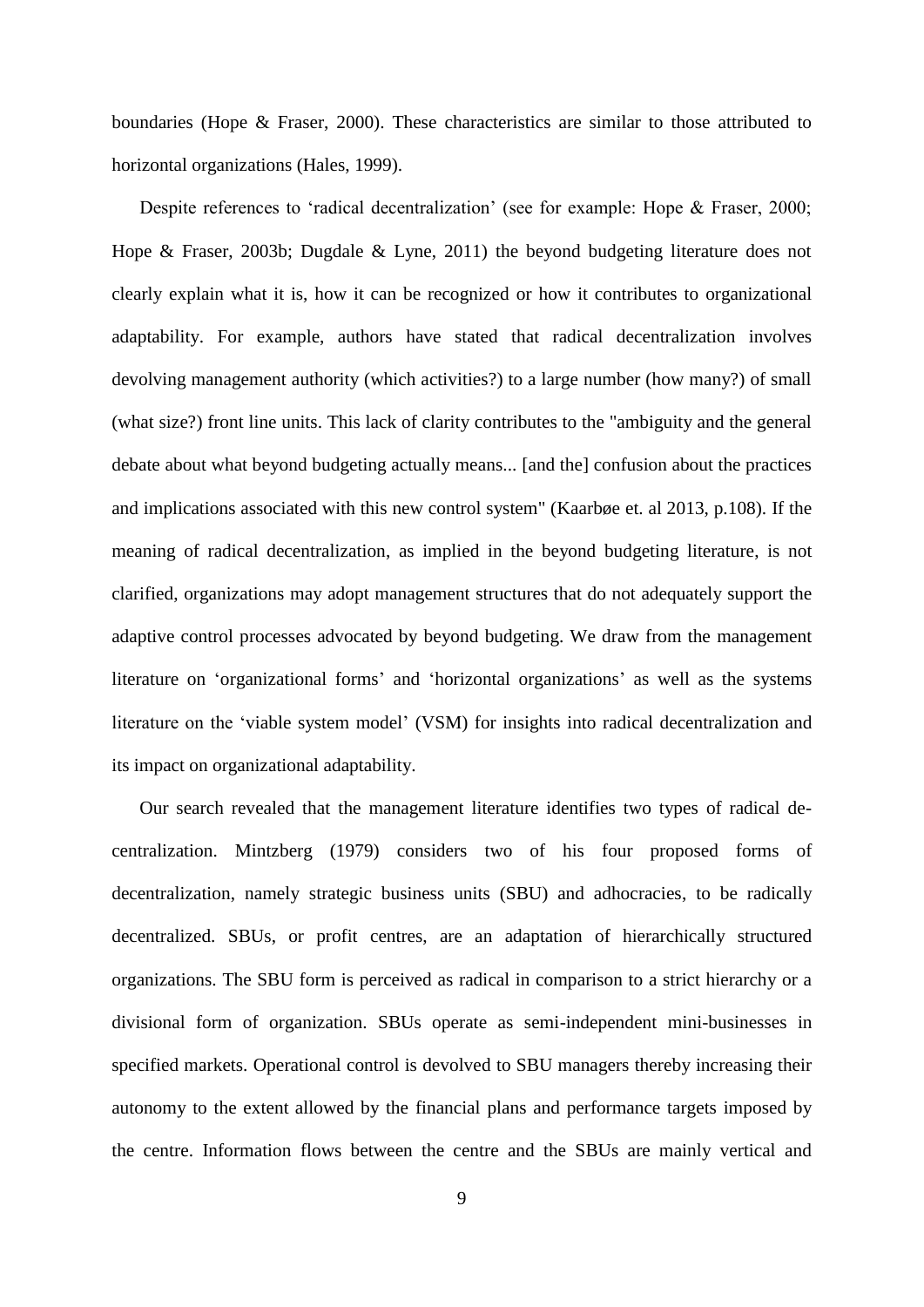boundaries (Hope & Fraser, 2000). These characteristics are similar to those attributed to horizontal organizations (Hales, 1999).

Despite references to 'radical decentralization' (see for example: Hope & Fraser, 2000; Hope & Fraser, 2003b; Dugdale & Lyne, 2011) the beyond budgeting literature does not clearly explain what it is, how it can be recognized or how it contributes to organizational adaptability. For example, authors have stated that radical decentralization involves devolving management authority (which activities?) to a large number (how many?) of small (what size?) front line units. This lack of clarity contributes to the "ambiguity and the general debate about what beyond budgeting actually means... [and the] confusion about the practices and implications associated with this new control system" (Kaarbøe et. al 2013, p.108). If the meaning of radical decentralization, as implied in the beyond budgeting literature, is not clarified, organizations may adopt management structures that do not adequately support the adaptive control processes advocated by beyond budgeting. We draw from the management literature on 'organizational forms' and 'horizontal organizations' as well as the systems literature on the 'viable system model' (VSM) for insights into radical decentralization and its impact on organizational adaptability.

Our search revealed that the management literature identifies two types of radical decentralization. Mintzberg (1979) considers two of his four proposed forms of decentralization, namely strategic business units (SBU) and adhocracies, to be radically decentralized. SBUs, or profit centres, are an adaptation of hierarchically structured organizations. The SBU form is perceived as radical in comparison to a strict hierarchy or a divisional form of organization. SBUs operate as semi-independent mini-businesses in specified markets. Operational control is devolved to SBU managers thereby increasing their autonomy to the extent allowed by the financial plans and performance targets imposed by the centre. Information flows between the centre and the SBUs are mainly vertical and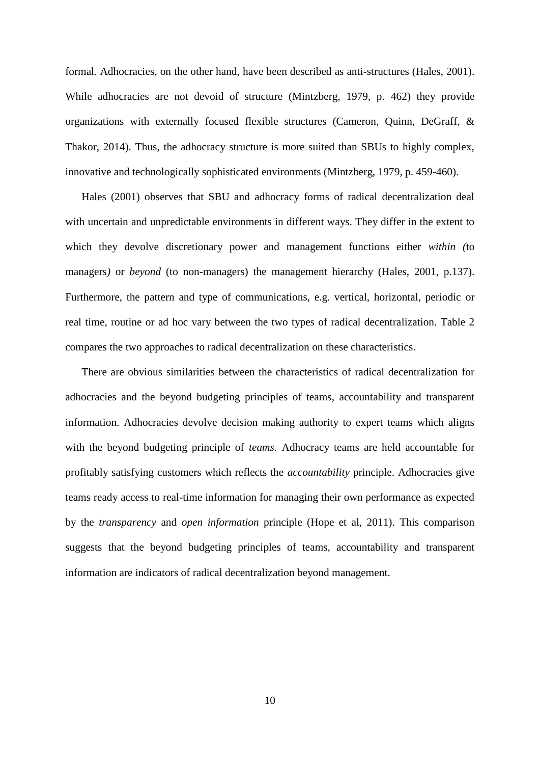formal. Adhocracies, on the other hand, have been described as anti-structures (Hales, 2001). While adhocracies are not devoid of structure (Mintzberg, 1979, p. 462) they provide organizations with externally focused flexible structures (Cameron, Quinn, DeGraff, & Thakor, 2014). Thus, the adhocracy structure is more suited than SBUs to highly complex, innovative and technologically sophisticated environments (Mintzberg, 1979, p. 459-460).

Hales (2001) observes that SBU and adhocracy forms of radical decentralization deal with uncertain and unpredictable environments in different ways. They differ in the extent to which they devolve discretionary power and management functions either *within (*to managers*)* or *beyond* (to non-managers) the management hierarchy (Hales, 2001, p.137). Furthermore, the pattern and type of communications, e.g. vertical, horizontal, periodic or real time, routine or ad hoc vary between the two types of radical decentralization. Table 2 compares the two approaches to radical decentralization on these characteristics.

There are obvious similarities between the characteristics of radical decentralization for adhocracies and the beyond budgeting principles of teams, accountability and transparent information. Adhocracies devolve decision making authority to expert teams which aligns with the beyond budgeting principle of *teams*. Adhocracy teams are held accountable for profitably satisfying customers which reflects the *accountability* principle. Adhocracies give teams ready access to real-time information for managing their own performance as expected by the *transparency* and *open information* principle (Hope et al, 2011). This comparison suggests that the beyond budgeting principles of teams, accountability and transparent information are indicators of radical decentralization beyond management.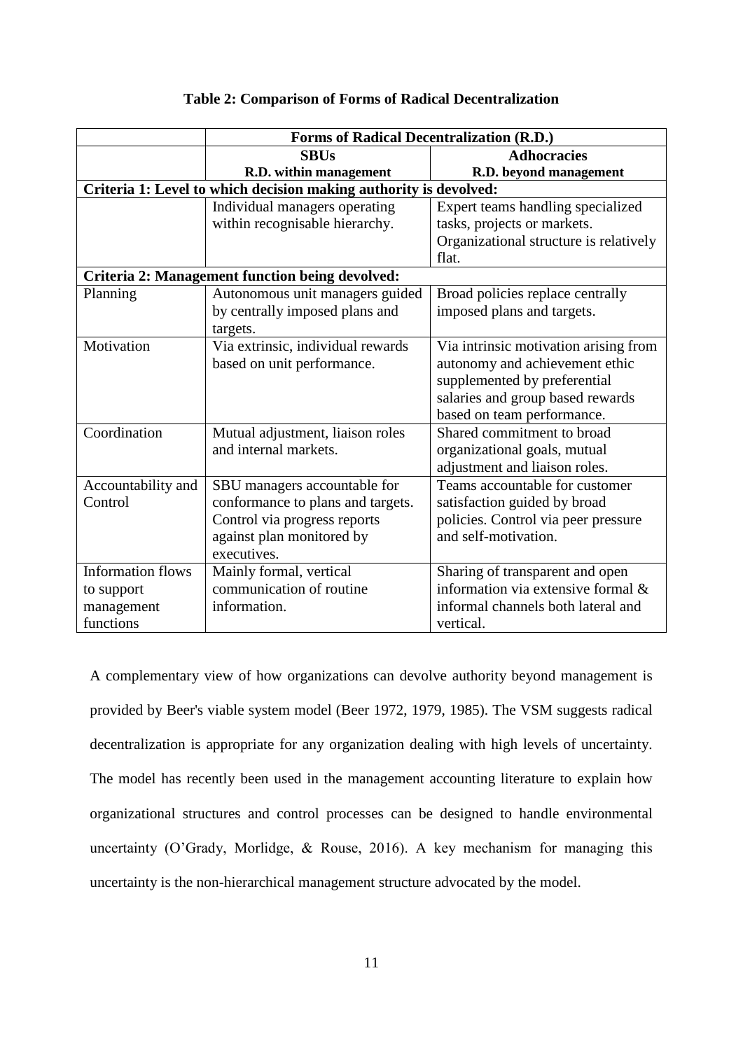**Table 2: Comparison of Forms of Radical Decentralization**

| | **Forms of Radical Decentralization (R.D.)** | |
|---|---|---|
| | **SBUs**<br>**R.D. within management** | **Adhocracies**<br>**R.D. beyond management** |
| **Criteria 1: Level to which decision making authority is devolved:** | | |
| | Individual managers operating within recognisable hierarchy. | Expert teams handling specialized tasks, projects or markets. Organizational structure is relatively flat. |
| **Criteria 2: Management function being devolved:** | | |
| Planning | Autonomous unit managers guided by centrally imposed plans and targets. | Broad policies replace centrally imposed plans and targets. |
| Motivation | Via extrinsic, individual rewards based on unit performance. | Via intrinsic motivation arising from autonomy and achievement ethic supplemented by preferential salaries and group based rewards based on team performance. |
| Coordination | Mutual adjustment, liaison roles and internal markets. | Shared commitment to broad organizational goals, mutual adjustment and liaison roles. |
| Accountability and Control | SBU managers accountable for conformance to plans and targets. Control via progress reports against plan monitored by executives. | Teams accountable for customer satisfaction guided by broad policies. Control via peer pressure and self-motivation. |
| Information flows to support management functions | Mainly formal, vertical communication of routine information. | Sharing of transparent and open information via extensive formal & informal channels both lateral and vertical. |

A complementary view of how organizations can devolve authority beyond management is provided by Beer's viable system model (Beer 1972, 1979, 1985). The VSM suggests radical decentralization is appropriate for any organization dealing with high levels of uncertainty. The model has recently been used in the management accounting literature to explain how organizational structures and control processes can be designed to handle environmental uncertainty (O'Grady, Morlidge, & Rouse, 2016). A key mechanism for managing this uncertainty is the non-hierarchical management structure advocated by the model.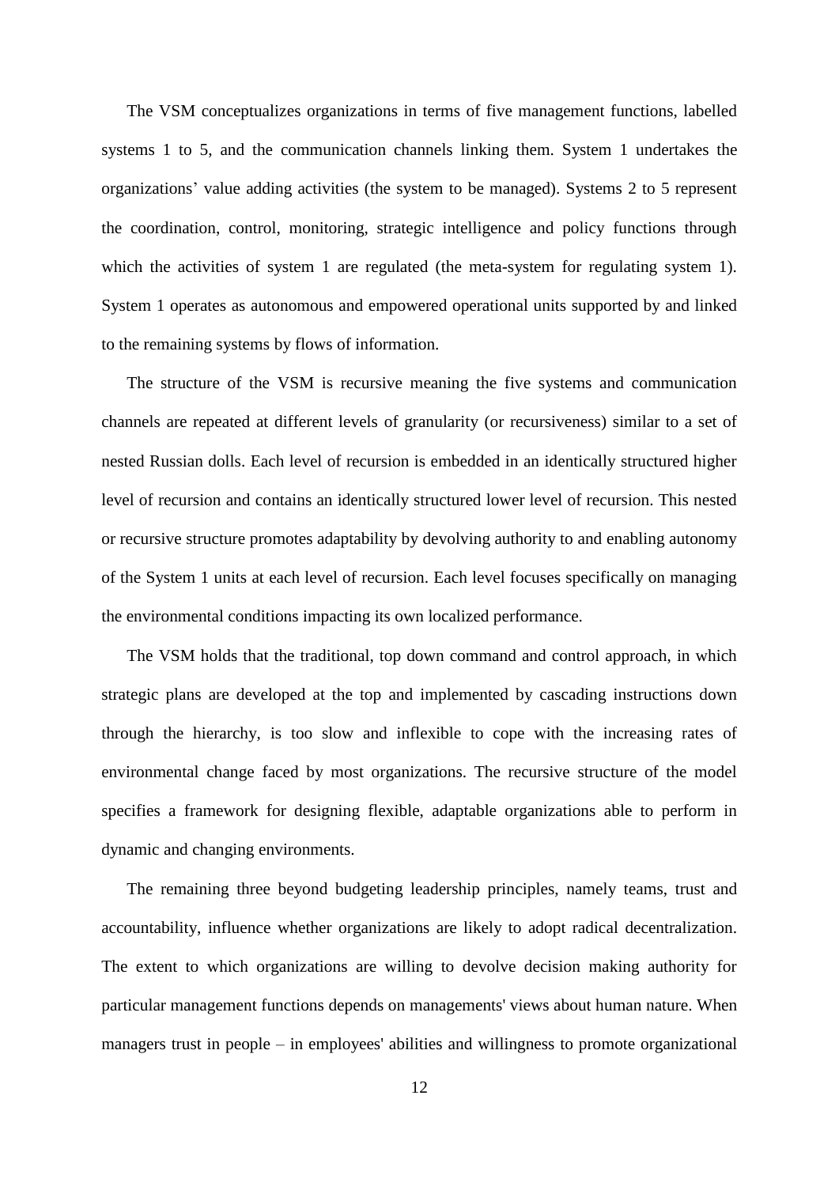The VSM conceptualizes organizations in terms of five management functions, labelled systems 1 to 5, and the communication channels linking them. System 1 undertakes the organizations' value adding activities (the system to be managed). Systems 2 to 5 represent the coordination, control, monitoring, strategic intelligence and policy functions through which the activities of system 1 are regulated (the meta-system for regulating system 1). System 1 operates as autonomous and empowered operational units supported by and linked to the remaining systems by flows of information.

The structure of the VSM is recursive meaning the five systems and communication channels are repeated at different levels of granularity (or recursiveness) similar to a set of nested Russian dolls. Each level of recursion is embedded in an identically structured higher level of recursion and contains an identically structured lower level of recursion. This nested or recursive structure promotes adaptability by devolving authority to and enabling autonomy of the System 1 units at each level of recursion. Each level focuses specifically on managing the environmental conditions impacting its own localized performance.

The VSM holds that the traditional, top down command and control approach, in which strategic plans are developed at the top and implemented by cascading instructions down through the hierarchy, is too slow and inflexible to cope with the increasing rates of environmental change faced by most organizations. The recursive structure of the model specifies a framework for designing flexible, adaptable organizations able to perform in dynamic and changing environments.

The remaining three beyond budgeting leadership principles, namely teams, trust and accountability, influence whether organizations are likely to adopt radical decentralization. The extent to which organizations are willing to devolve decision making authority for particular management functions depends on managements' views about human nature. When managers trust in people – in employees' abilities and willingness to promote organizational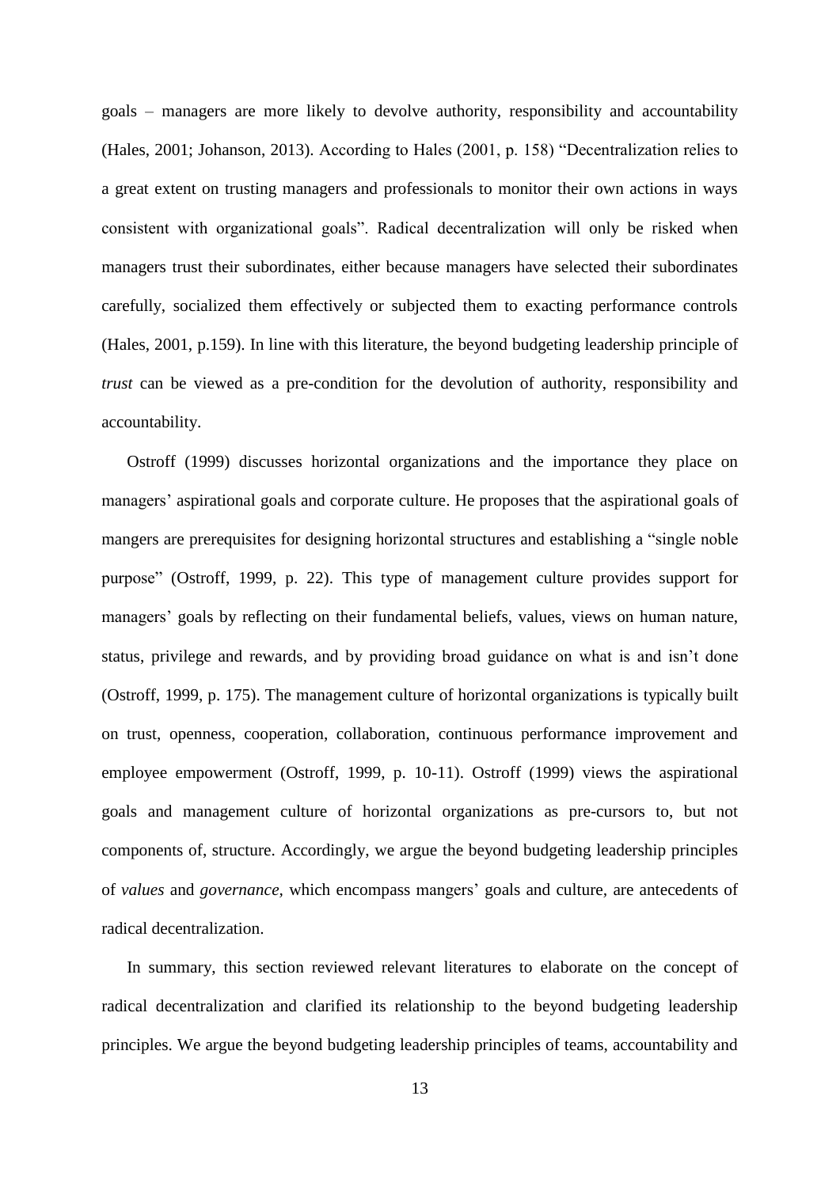goals – managers are more likely to devolve authority, responsibility and accountability (Hales, 2001; Johanson, 2013). According to Hales (2001, p. 158) "Decentralization relies to a great extent on trusting managers and professionals to monitor their own actions in ways consistent with organizational goals". Radical decentralization will only be risked when managers trust their subordinates, either because managers have selected their subordinates carefully, socialized them effectively or subjected them to exacting performance controls (Hales, 2001, p.159). In line with this literature, the beyond budgeting leadership principle of *trust* can be viewed as a pre-condition for the devolution of authority, responsibility and accountability.

Ostroff (1999) discusses horizontal organizations and the importance they place on managers' aspirational goals and corporate culture. He proposes that the aspirational goals of mangers are prerequisites for designing horizontal structures and establishing a "single noble purpose" (Ostroff, 1999, p. 22). This type of management culture provides support for managers' goals by reflecting on their fundamental beliefs, values, views on human nature, status, privilege and rewards, and by providing broad guidance on what is and isn't done (Ostroff, 1999, p. 175). The management culture of horizontal organizations is typically built on trust, openness, cooperation, collaboration, continuous performance improvement and employee empowerment (Ostroff, 1999, p. 10-11). Ostroff (1999) views the aspirational goals and management culture of horizontal organizations as pre-cursors to, but not components of, structure. Accordingly, we argue the beyond budgeting leadership principles of *values* and *governance*, which encompass mangers' goals and culture, are antecedents of radical decentralization.

In summary, this section reviewed relevant literatures to elaborate on the concept of radical decentralization and clarified its relationship to the beyond budgeting leadership principles. We argue the beyond budgeting leadership principles of teams, accountability and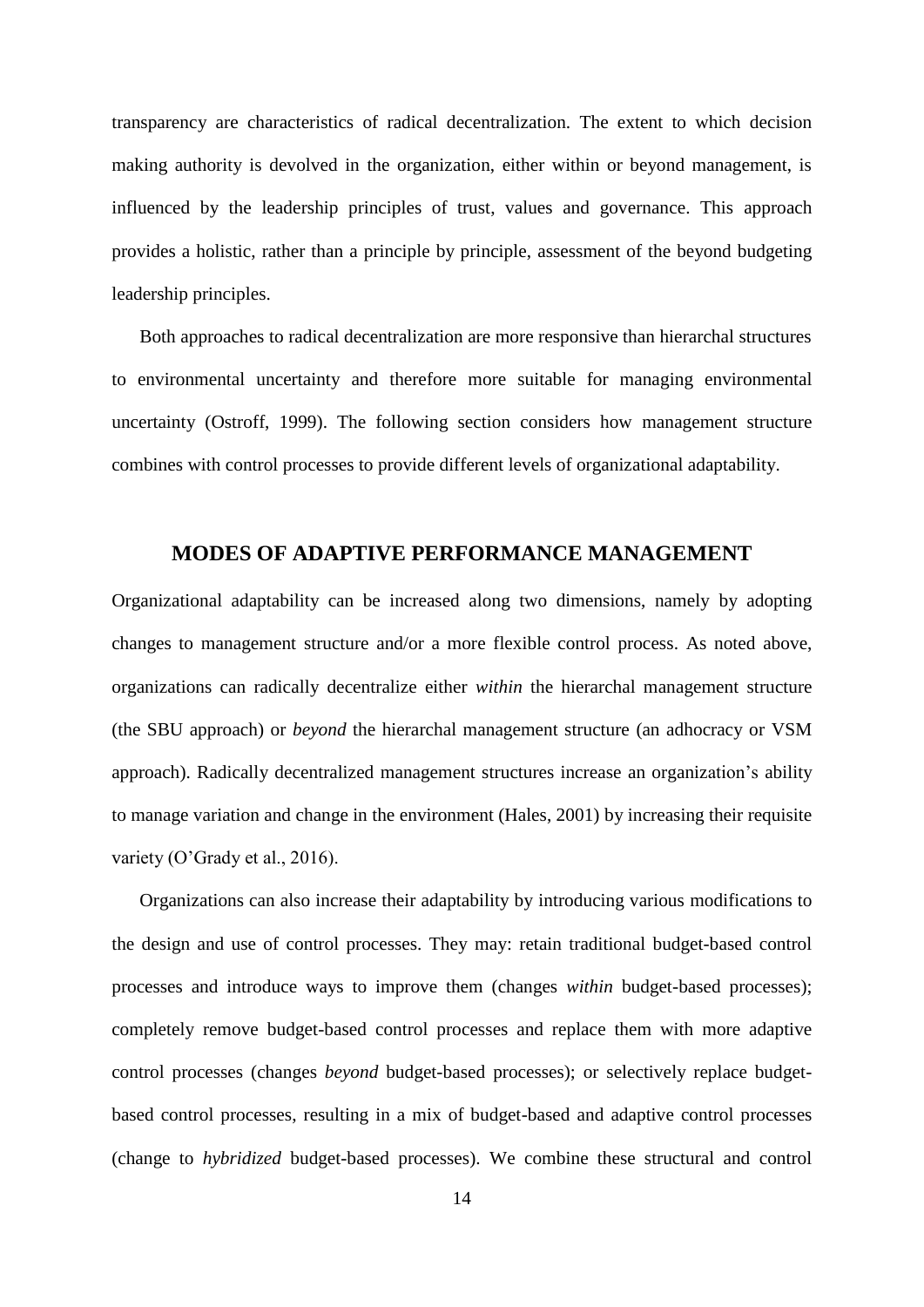transparency are characteristics of radical decentralization. The extent to which decision making authority is devolved in the organization, either within or beyond management, is influenced by the leadership principles of trust, values and governance. This approach provides a holistic, rather than a principle by principle, assessment of the beyond budgeting leadership principles.

Both approaches to radical decentralization are more responsive than hierarchal structures to environmental uncertainty and therefore more suitable for managing environmental uncertainty (Ostroff, 1999). The following section considers how management structure combines with control processes to provide different levels of organizational adaptability.

## MODES OF ADAPTIVE PERFORMANCE MANAGEMENT

Organizational adaptability can be increased along two dimensions, namely by adopting changes to management structure and/or a more flexible control process. As noted above, organizations can radically decentralize either *within* the hierarchal management structure (the SBU approach) or *beyond* the hierarchal management structure (an adhocracy or VSM approach). Radically decentralized management structures increase an organization's ability to manage variation and change in the environment (Hales, 2001) by increasing their requisite variety (O'Grady et al., 2016).

Organizations can also increase their adaptability by introducing various modifications to the design and use of control processes. They may: retain traditional budget-based control processes and introduce ways to improve them (changes *within* budget-based processes); completely remove budget-based control processes and replace them with more adaptive control processes (changes *beyond* budget-based processes); or selectively replace budget-based control processes, resulting in a mix of budget-based and adaptive control processes (change to *hybridized* budget-based processes). We combine these structural and control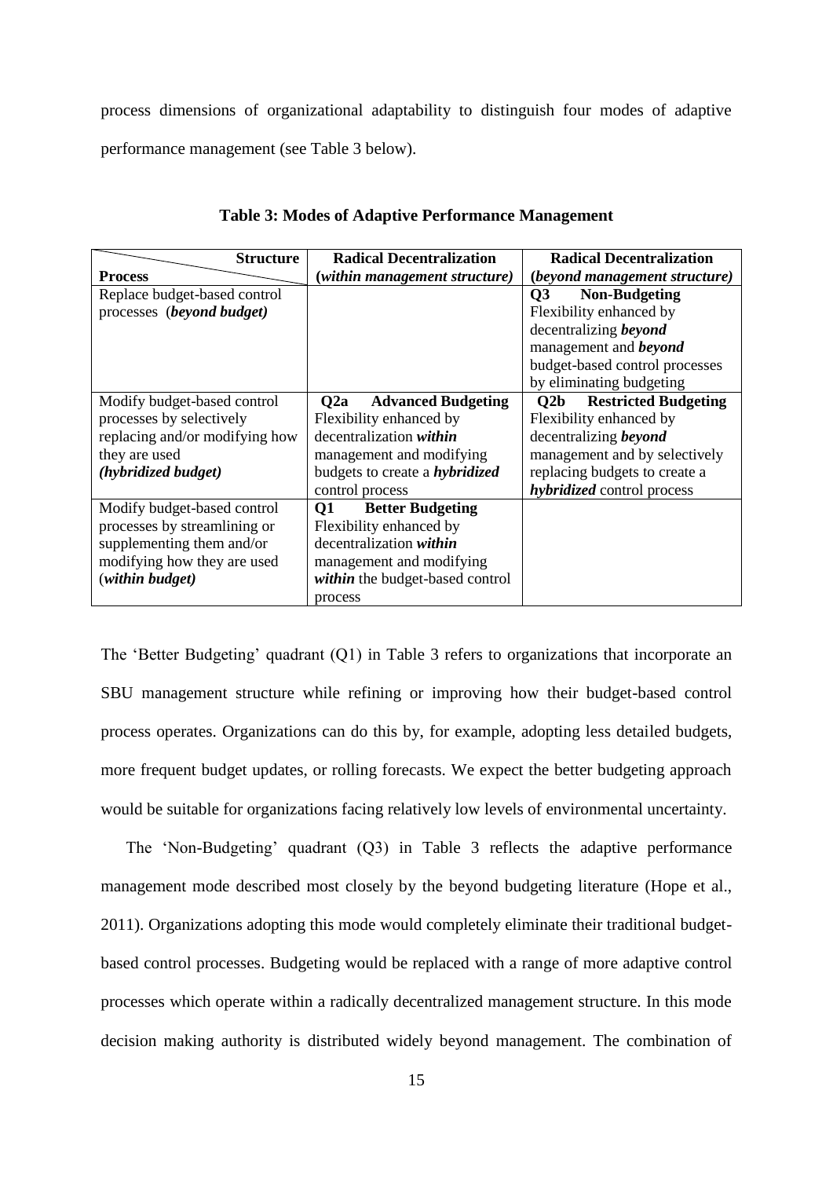process dimensions of organizational adaptability to distinguish four modes of adaptive performance management (see Table 3 below).

**Table 3: Modes of Adaptive Performance Management**

| **Process** \ **Structure** | **Radical Decentralization** (*within management structure*) | **Radical Decentralization** (*beyond management structure*) |
|---|---|---|
| Replace budget-based control processes (*beyond budget*) | | **Q3 Non-Budgeting** Flexibility enhanced by decentralizing ***beyond*** management and ***beyond*** budget-based control processes by eliminating budgeting |
| Modify budget-based control processes by selectively replacing and/or modifying how they are used *(hybridized budget)* | **Q2a Advanced Budgeting** Flexibility enhanced by decentralization ***within*** management and modifying budgets to create a ***hybridized*** control process | **Q2b Restricted Budgeting** Flexibility enhanced by decentralizing ***beyond*** management and by selectively replacing budgets to create a ***hybridized*** control process |
| Modify budget-based control processes by streamlining or supplementing them and/or modifying how they are used (*within budget)* | **Q1 Better Budgeting** Flexibility enhanced by decentralization ***within*** management and modifying ***within*** the budget-based control process | |

The 'Better Budgeting' quadrant (Q1) in Table 3 refers to organizations that incorporate an SBU management structure while refining or improving how their budget-based control process operates. Organizations can do this by, for example, adopting less detailed budgets, more frequent budget updates, or rolling forecasts. We expect the better budgeting approach would be suitable for organizations facing relatively low levels of environmental uncertainty.

The 'Non-Budgeting' quadrant (Q3) in Table 3 reflects the adaptive performance management mode described most closely by the beyond budgeting literature (Hope et al., 2011). Organizations adopting this mode would completely eliminate their traditional budget-based control processes. Budgeting would be replaced with a range of more adaptive control processes which operate within a radically decentralized management structure. In this mode decision making authority is distributed widely beyond management. The combination of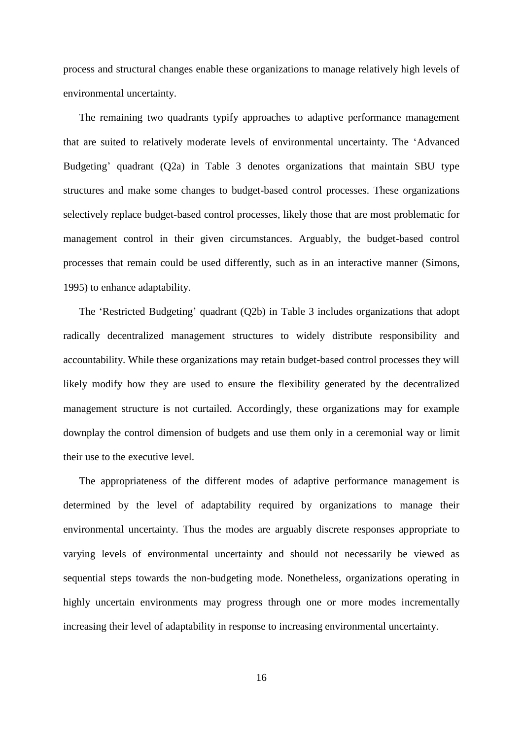process and structural changes enable these organizations to manage relatively high levels of environmental uncertainty.

The remaining two quadrants typify approaches to adaptive performance management that are suited to relatively moderate levels of environmental uncertainty. The 'Advanced Budgeting' quadrant (Q2a) in Table 3 denotes organizations that maintain SBU type structures and make some changes to budget-based control processes. These organizations selectively replace budget-based control processes, likely those that are most problematic for management control in their given circumstances. Arguably, the budget-based control processes that remain could be used differently, such as in an interactive manner (Simons, 1995) to enhance adaptability.

The 'Restricted Budgeting' quadrant (Q2b) in Table 3 includes organizations that adopt radically decentralized management structures to widely distribute responsibility and accountability. While these organizations may retain budget-based control processes they will likely modify how they are used to ensure the flexibility generated by the decentralized management structure is not curtailed. Accordingly, these organizations may for example downplay the control dimension of budgets and use them only in a ceremonial way or limit their use to the executive level.

The appropriateness of the different modes of adaptive performance management is determined by the level of adaptability required by organizations to manage their environmental uncertainty. Thus the modes are arguably discrete responses appropriate to varying levels of environmental uncertainty and should not necessarily be viewed as sequential steps towards the non-budgeting mode. Nonetheless, organizations operating in highly uncertain environments may progress through one or more modes incrementally increasing their level of adaptability in response to increasing environmental uncertainty.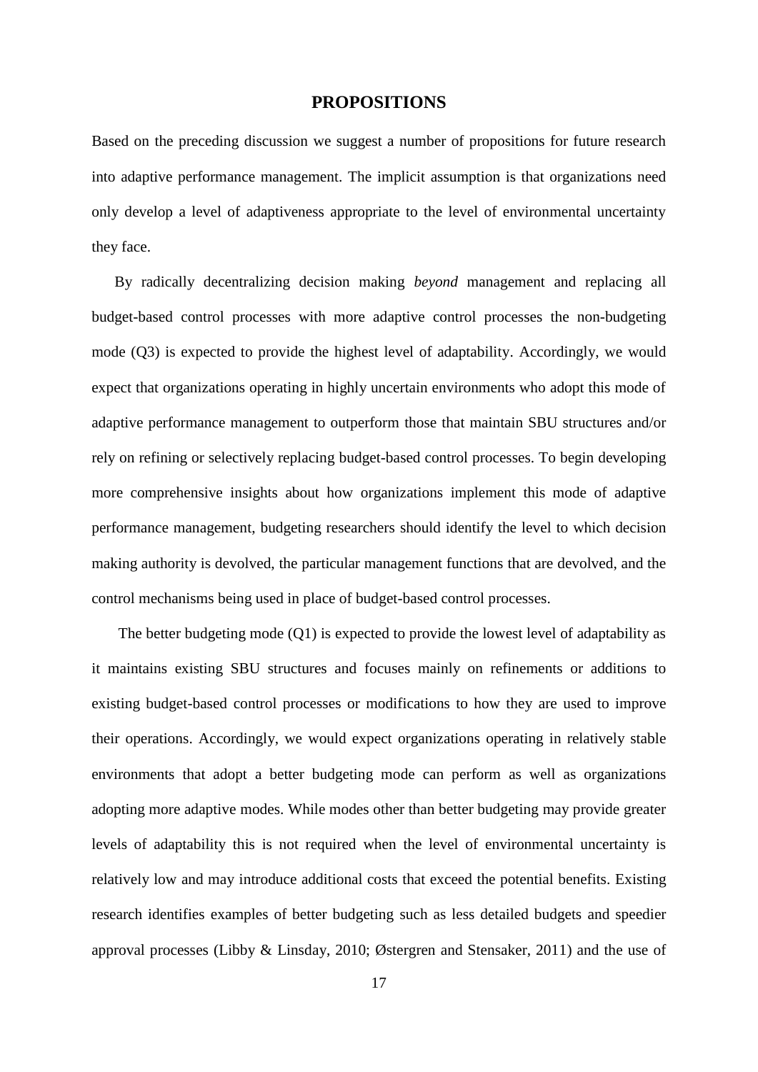## PROPOSITIONS

Based on the preceding discussion we suggest a number of propositions for future research into adaptive performance management. The implicit assumption is that organizations need only develop a level of adaptiveness appropriate to the level of environmental uncertainty they face.

By radically decentralizing decision making *beyond* management and replacing all budget-based control processes with more adaptive control processes the non-budgeting mode (Q3) is expected to provide the highest level of adaptability. Accordingly, we would expect that organizations operating in highly uncertain environments who adopt this mode of adaptive performance management to outperform those that maintain SBU structures and/or rely on refining or selectively replacing budget-based control processes. To begin developing more comprehensive insights about how organizations implement this mode of adaptive performance management, budgeting researchers should identify the level to which decision making authority is devolved, the particular management functions that are devolved, and the control mechanisms being used in place of budget-based control processes.

The better budgeting mode (Q1) is expected to provide the lowest level of adaptability as it maintains existing SBU structures and focuses mainly on refinements or additions to existing budget-based control processes or modifications to how they are used to improve their operations. Accordingly, we would expect organizations operating in relatively stable environments that adopt a better budgeting mode can perform as well as organizations adopting more adaptive modes. While modes other than better budgeting may provide greater levels of adaptability this is not required when the level of environmental uncertainty is relatively low and may introduce additional costs that exceed the potential benefits. Existing research identifies examples of better budgeting such as less detailed budgets and speedier approval processes (Libby & Linsday, 2010; Østergren and Stensaker, 2011) and the use of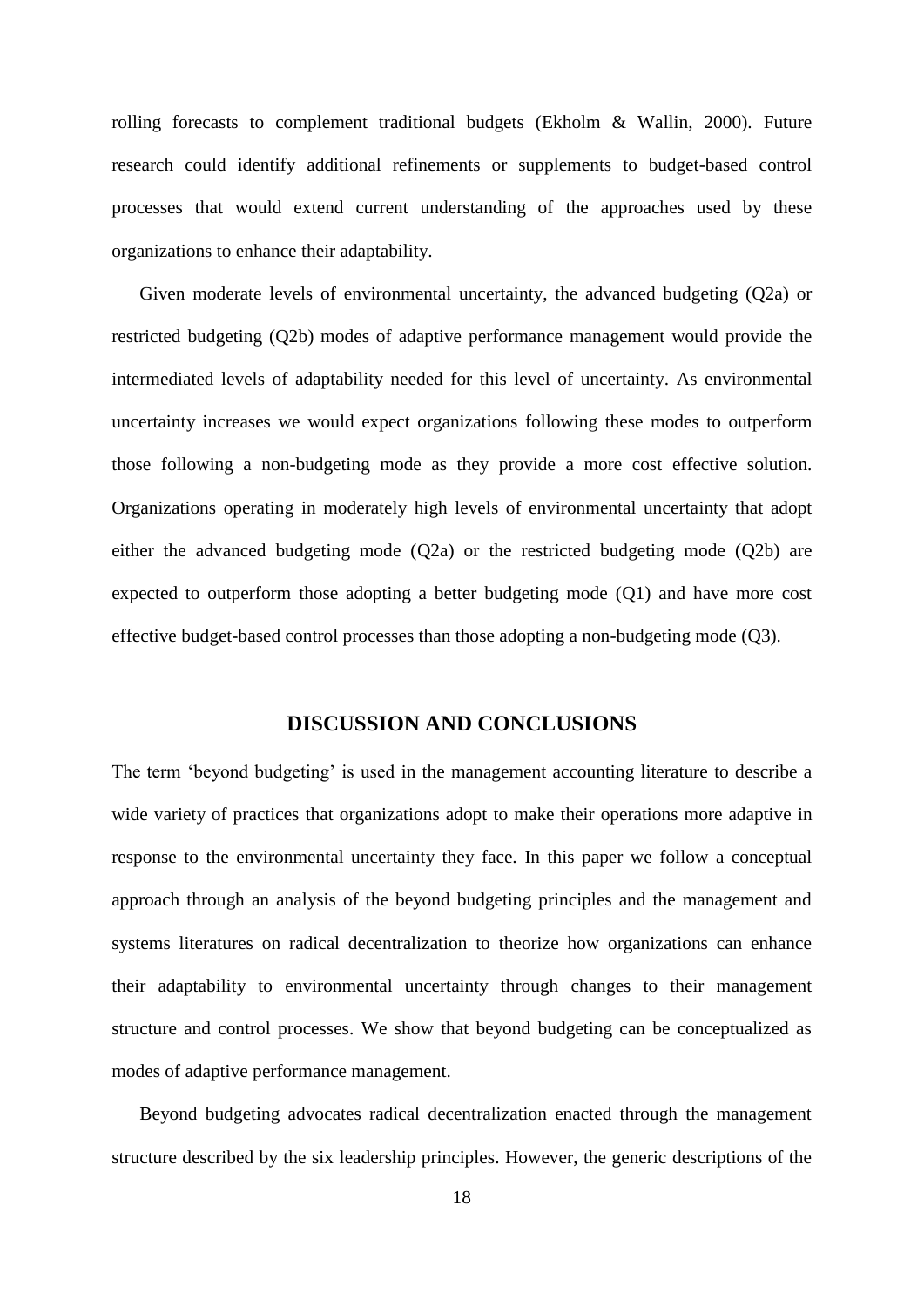rolling forecasts to complement traditional budgets (Ekholm & Wallin, 2000). Future research could identify additional refinements or supplements to budget-based control processes that would extend current understanding of the approaches used by these organizations to enhance their adaptability.

Given moderate levels of environmental uncertainty, the advanced budgeting (Q2a) or restricted budgeting (Q2b) modes of adaptive performance management would provide the intermediated levels of adaptability needed for this level of uncertainty. As environmental uncertainty increases we would expect organizations following these modes to outperform those following a non-budgeting mode as they provide a more cost effective solution. Organizations operating in moderately high levels of environmental uncertainty that adopt either the advanced budgeting mode (Q2a) or the restricted budgeting mode (Q2b) are expected to outperform those adopting a better budgeting mode (Q1) and have more cost effective budget-based control processes than those adopting a non-budgeting mode (Q3).

## DISCUSSION AND CONCLUSIONS

The term 'beyond budgeting' is used in the management accounting literature to describe a wide variety of practices that organizations adopt to make their operations more adaptive in response to the environmental uncertainty they face. In this paper we follow a conceptual approach through an analysis of the beyond budgeting principles and the management and systems literatures on radical decentralization to theorize how organizations can enhance their adaptability to environmental uncertainty through changes to their management structure and control processes. We show that beyond budgeting can be conceptualized as modes of adaptive performance management.

Beyond budgeting advocates radical decentralization enacted through the management structure described by the six leadership principles. However, the generic descriptions of the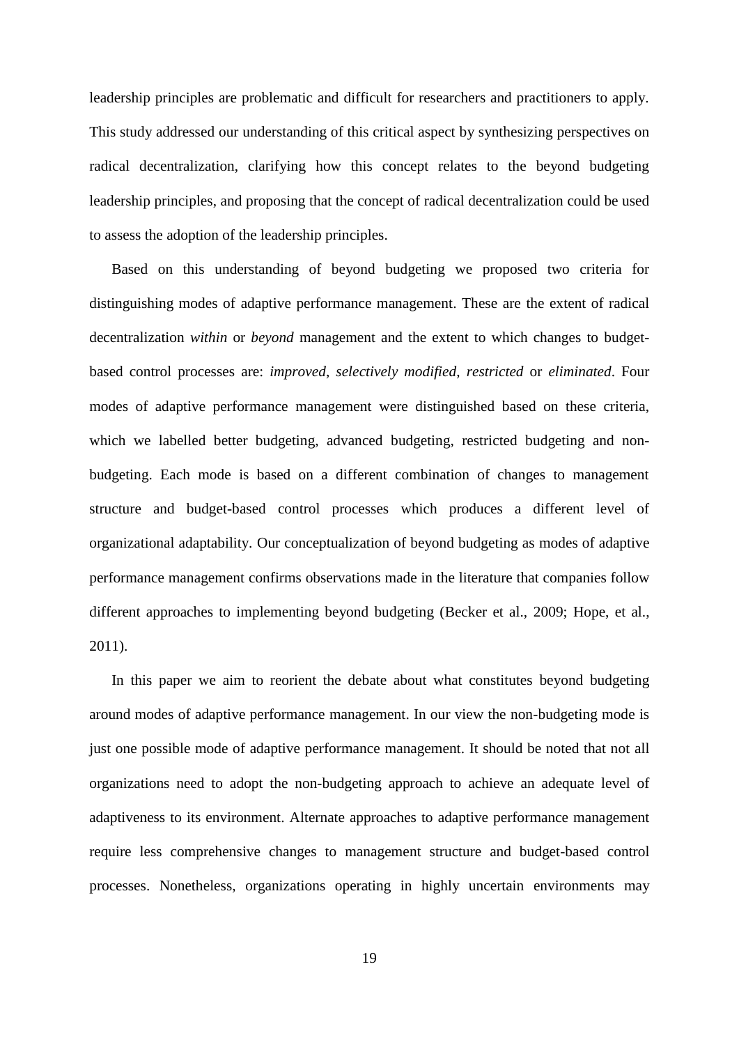leadership principles are problematic and difficult for researchers and practitioners to apply. This study addressed our understanding of this critical aspect by synthesizing perspectives on radical decentralization, clarifying how this concept relates to the beyond budgeting leadership principles, and proposing that the concept of radical decentralization could be used to assess the adoption of the leadership principles.

Based on this understanding of beyond budgeting we proposed two criteria for distinguishing modes of adaptive performance management. These are the extent of radical decentralization *within* or *beyond* management and the extent to which changes to budget-based control processes are: *improved*, *selectively modified*, *restricted* or *eliminated*. Four modes of adaptive performance management were distinguished based on these criteria, which we labelled better budgeting, advanced budgeting, restricted budgeting and non-budgeting. Each mode is based on a different combination of changes to management structure and budget-based control processes which produces a different level of organizational adaptability. Our conceptualization of beyond budgeting as modes of adaptive performance management confirms observations made in the literature that companies follow different approaches to implementing beyond budgeting (Becker et al., 2009; Hope, et al., 2011).

In this paper we aim to reorient the debate about what constitutes beyond budgeting around modes of adaptive performance management. In our view the non-budgeting mode is just one possible mode of adaptive performance management. It should be noted that not all organizations need to adopt the non-budgeting approach to achieve an adequate level of adaptiveness to its environment. Alternate approaches to adaptive performance management require less comprehensive changes to management structure and budget-based control processes. Nonetheless, organizations operating in highly uncertain environments may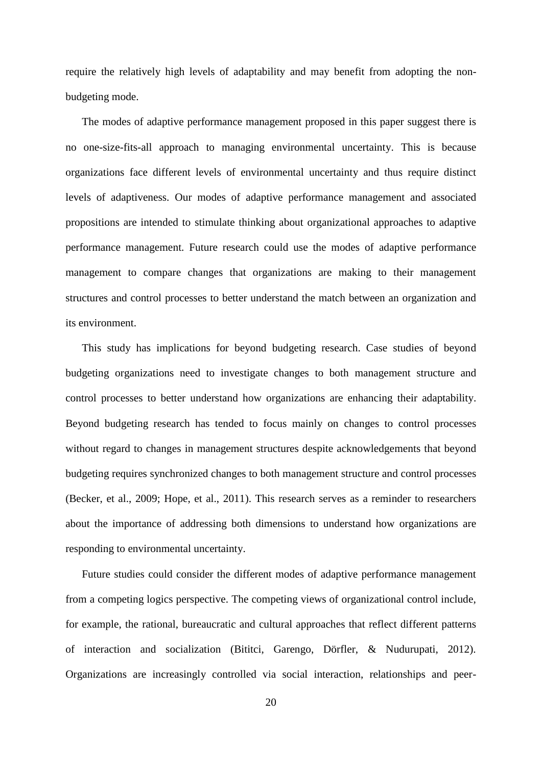require the relatively high levels of adaptability and may benefit from adopting the non-budgeting mode.

The modes of adaptive performance management proposed in this paper suggest there is no one-size-fits-all approach to managing environmental uncertainty. This is because organizations face different levels of environmental uncertainty and thus require distinct levels of adaptiveness. Our modes of adaptive performance management and associated propositions are intended to stimulate thinking about organizational approaches to adaptive performance management. Future research could use the modes of adaptive performance management to compare changes that organizations are making to their management structures and control processes to better understand the match between an organization and its environment.

This study has implications for beyond budgeting research. Case studies of beyond budgeting organizations need to investigate changes to both management structure and control processes to better understand how organizations are enhancing their adaptability. Beyond budgeting research has tended to focus mainly on changes to control processes without regard to changes in management structures despite acknowledgements that beyond budgeting requires synchronized changes to both management structure and control processes (Becker, et al., 2009; Hope, et al., 2011). This research serves as a reminder to researchers about the importance of addressing both dimensions to understand how organizations are responding to environmental uncertainty.

Future studies could consider the different modes of adaptive performance management from a competing logics perspective. The competing views of organizational control include, for example, the rational, bureaucratic and cultural approaches that reflect different patterns of interaction and socialization (Bititci, Garengo, Dörfler, & Nudurupati, 2012). Organizations are increasingly controlled via social interaction, relationships and peer-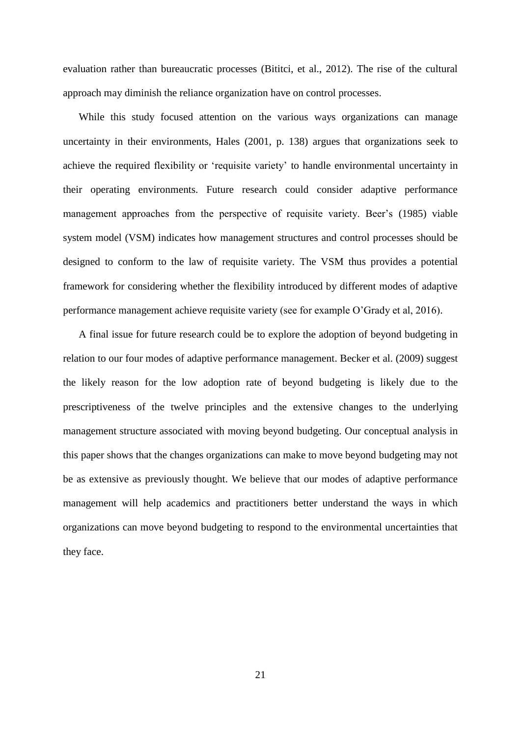evaluation rather than bureaucratic processes (Bititci, et al., 2012). The rise of the cultural approach may diminish the reliance organization have on control processes.

While this study focused attention on the various ways organizations can manage uncertainty in their environments, Hales (2001, p. 138) argues that organizations seek to achieve the required flexibility or 'requisite variety' to handle environmental uncertainty in their operating environments. Future research could consider adaptive performance management approaches from the perspective of requisite variety. Beer's (1985) viable system model (VSM) indicates how management structures and control processes should be designed to conform to the law of requisite variety. The VSM thus provides a potential framework for considering whether the flexibility introduced by different modes of adaptive performance management achieve requisite variety (see for example O'Grady et al, 2016).

A final issue for future research could be to explore the adoption of beyond budgeting in relation to our four modes of adaptive performance management. Becker et al. (2009) suggest the likely reason for the low adoption rate of beyond budgeting is likely due to the prescriptiveness of the twelve principles and the extensive changes to the underlying management structure associated with moving beyond budgeting. Our conceptual analysis in this paper shows that the changes organizations can make to move beyond budgeting may not be as extensive as previously thought. We believe that our modes of adaptive performance management will help academics and practitioners better understand the ways in which organizations can move beyond budgeting to respond to the environmental uncertainties that they face.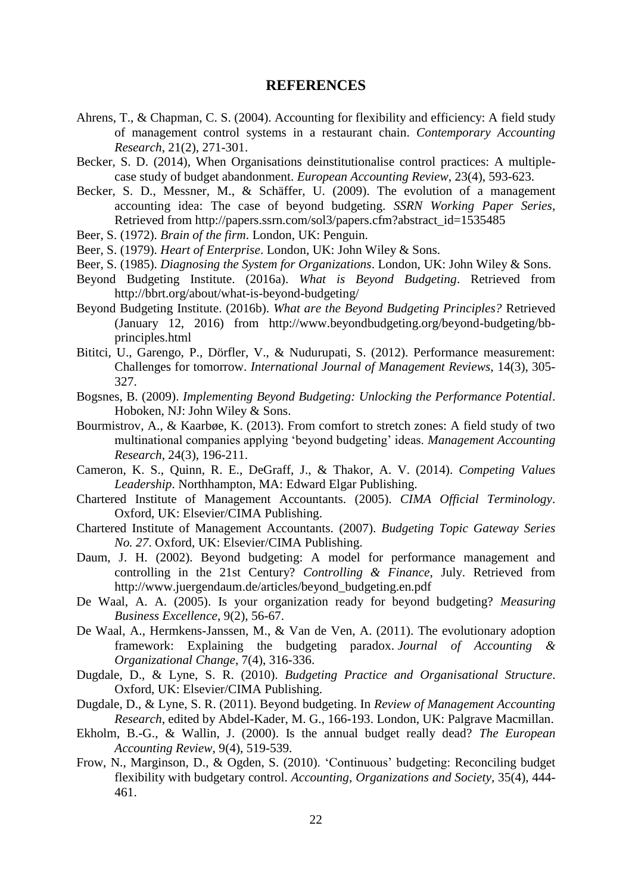# REFERENCES

Ahrens, T., & Chapman, C. S. (2004). Accounting for flexibility and efficiency: A field study of management control systems in a restaurant chain. *Contemporary Accounting Research*, 21(2), 271-301.

Becker, S. D. (2014), When Organisations deinstitutionalise control practices: A multiple-case study of budget abandonment. *European Accounting Review*, 23(4), 593-623.

Becker, S. D., Messner, M., & Schäffer, U. (2009). The evolution of a management accounting idea: The case of beyond budgeting. *SSRN Working Paper Series*, Retrieved from http://papers.ssrn.com/sol3/papers.cfm?abstract_id=1535485

Beer, S. (1972). *Brain of the firm*. London, UK: Penguin.

Beer, S. (1979). *Heart of Enterprise*. London, UK: John Wiley & Sons.

Beer, S. (1985). *Diagnosing the System for Organizations*. London, UK: John Wiley & Sons.

Beyond Budgeting Institute. (2016a). *What is Beyond Budgeting*. Retrieved from http://bbrt.org/about/what-is-beyond-budgeting/

Beyond Budgeting Institute. (2016b). *What are the Beyond Budgeting Principles?* Retrieved (January 12, 2016) from http://www.beyondbudgeting.org/beyond-budgeting/bb-principles.html

Bititci, U., Garengo, P., Dörfler, V., & Nudurupati, S. (2012). Performance measurement: Challenges for tomorrow. *International Journal of Management Reviews*, 14(3), 305-327.

Bogsnes, B. (2009). *Implementing Beyond Budgeting: Unlocking the Performance Potential*. Hoboken, NJ: John Wiley & Sons.

Bourmistrov, A., & Kaarbøe, K. (2013). From comfort to stretch zones: A field study of two multinational companies applying 'beyond budgeting' ideas. *Management Accounting Research*, 24(3), 196-211.

Cameron, K. S., Quinn, R. E., DeGraff, J., & Thakor, A. V. (2014). *Competing Values Leadership*. Northhampton, MA: Edward Elgar Publishing.

Chartered Institute of Management Accountants. (2005). *CIMA Official Terminology*. Oxford, UK: Elsevier/CIMA Publishing.

Chartered Institute of Management Accountants. (2007). *Budgeting Topic Gateway Series No. 27*. Oxford, UK: Elsevier/CIMA Publishing.

Daum, J. H. (2002). Beyond budgeting: A model for performance management and controlling in the 21st Century? *Controlling & Finance*, July. Retrieved from http://www.juergendaum.de/articles/beyond_budgeting.en.pdf

De Waal, A. A. (2005). Is your organization ready for beyond budgeting? *Measuring Business Excellence*, 9(2), 56-67.

De Waal, A., Hermkens-Janssen, M., & Van de Ven, A. (2011). The evolutionary adoption framework: Explaining the budgeting paradox. *Journal of Accounting & Organizational Change*, 7(4), 316-336.

Dugdale, D., & Lyne, S. R. (2010). *Budgeting Practice and Organisational Structure*. Oxford, UK: Elsevier/CIMA Publishing.

Dugdale, D., & Lyne, S. R. (2011). Beyond budgeting. In *Review of Management Accounting Research*, edited by Abdel-Kader, M. G., 166-193. London, UK: Palgrave Macmillan.

Ekholm, B.-G., & Wallin, J. (2000). Is the annual budget really dead? *The European Accounting Review*, 9(4), 519-539.

Frow, N., Marginson, D., & Ogden, S. (2010). 'Continuous' budgeting: Reconciling budget flexibility with budgetary control. *Accounting, Organizations and Society*, 35(4), 444-461.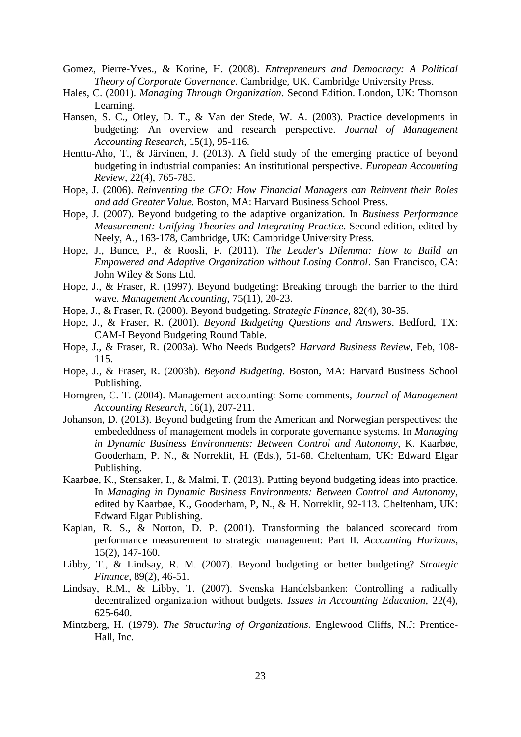Gomez, Pierre-Yves., & Korine, H. (2008). *Entrepreneurs and Democracy: A Political Theory of Corporate Governance*. Cambridge, UK. Cambridge University Press.

Hales, C. (2001). *Managing Through Organization*. Second Edition. London, UK: Thomson Learning.

Hansen, S. C., Otley, D. T., & Van der Stede, W. A. (2003). Practice developments in budgeting: An overview and research perspective. *Journal of Management Accounting Research*, 15(1), 95-116.

Henttu-Aho, T., & Järvinen, J. (2013). A field study of the emerging practice of beyond budgeting in industrial companies: An institutional perspective. *European Accounting Review*, 22(4), 765-785.

Hope, J. (2006). *Reinventing the CFO: How Financial Managers can Reinvent their Roles and add Greater Value.* Boston, MA: Harvard Business School Press.

Hope, J. (2007). Beyond budgeting to the adaptive organization. In *Business Performance Measurement: Unifying Theories and Integrating Practice*. Second edition, edited by Neely, A., 163-178, Cambridge, UK: Cambridge University Press.

Hope, J., Bunce, P., & Roosli, F. (2011). *The Leader's Dilemma: How to Build an Empowered and Adaptive Organization without Losing Control*. San Francisco, CA: John Wiley & Sons Ltd.

Hope, J., & Fraser, R. (1997). Beyond budgeting: Breaking through the barrier to the third wave. *Management Accounting*, 75(11), 20-23.

Hope, J., & Fraser, R. (2000). Beyond budgeting. *Strategic Finance*, 82(4), 30-35.

Hope, J., & Fraser, R. (2001). *Beyond Budgeting Questions and Answers*. Bedford, TX: CAM-I Beyond Budgeting Round Table.

Hope, J., & Fraser, R. (2003a). Who Needs Budgets? *Harvard Business Review*, Feb, 108-115.

Hope, J., & Fraser, R. (2003b). *Beyond Budgeting*. Boston, MA: Harvard Business School Publishing.

Horngren, C. T. (2004). Management accounting: Some comments, *Journal of Management Accounting Research*, 16(1), 207-211.

Johanson, D. (2013). Beyond budgeting from the American and Norwegian perspectives: the embededdness of management models in corporate governance systems. In *Managing in Dynamic Business Environments: Between Control and Autonomy*, K. Kaarbøe, Gooderham, P. N., & Norreklit, H. (Eds.), 51-68. Cheltenham, UK: Edward Elgar Publishing.

Kaarbøe, K., Stensaker, I., & Malmi, T. (2013). Putting beyond budgeting ideas into practice. In *Managing in Dynamic Business Environments: Between Control and Autonomy*, edited by Kaarbøe, K., Gooderham, P, N., & H. Norreklit, 92-113. Cheltenham, UK: Edward Elgar Publishing.

Kaplan, R. S., & Norton, D. P. (2001). Transforming the balanced scorecard from performance measurement to strategic management: Part II. *Accounting Horizons*, 15(2), 147-160.

Libby, T., & Lindsay, R. M. (2007). Beyond budgeting or better budgeting? *Strategic Finance*, 89(2), 46-51.

Lindsay, R.M., & Libby, T. (2007). Svenska Handelsbanken: Controlling a radically decentralized organization without budgets. *Issues in Accounting Education*, 22(4), 625-640.

Mintzberg, H. (1979). *The Structuring of Organizations*. Englewood Cliffs, N.J: Prentice-Hall, Inc.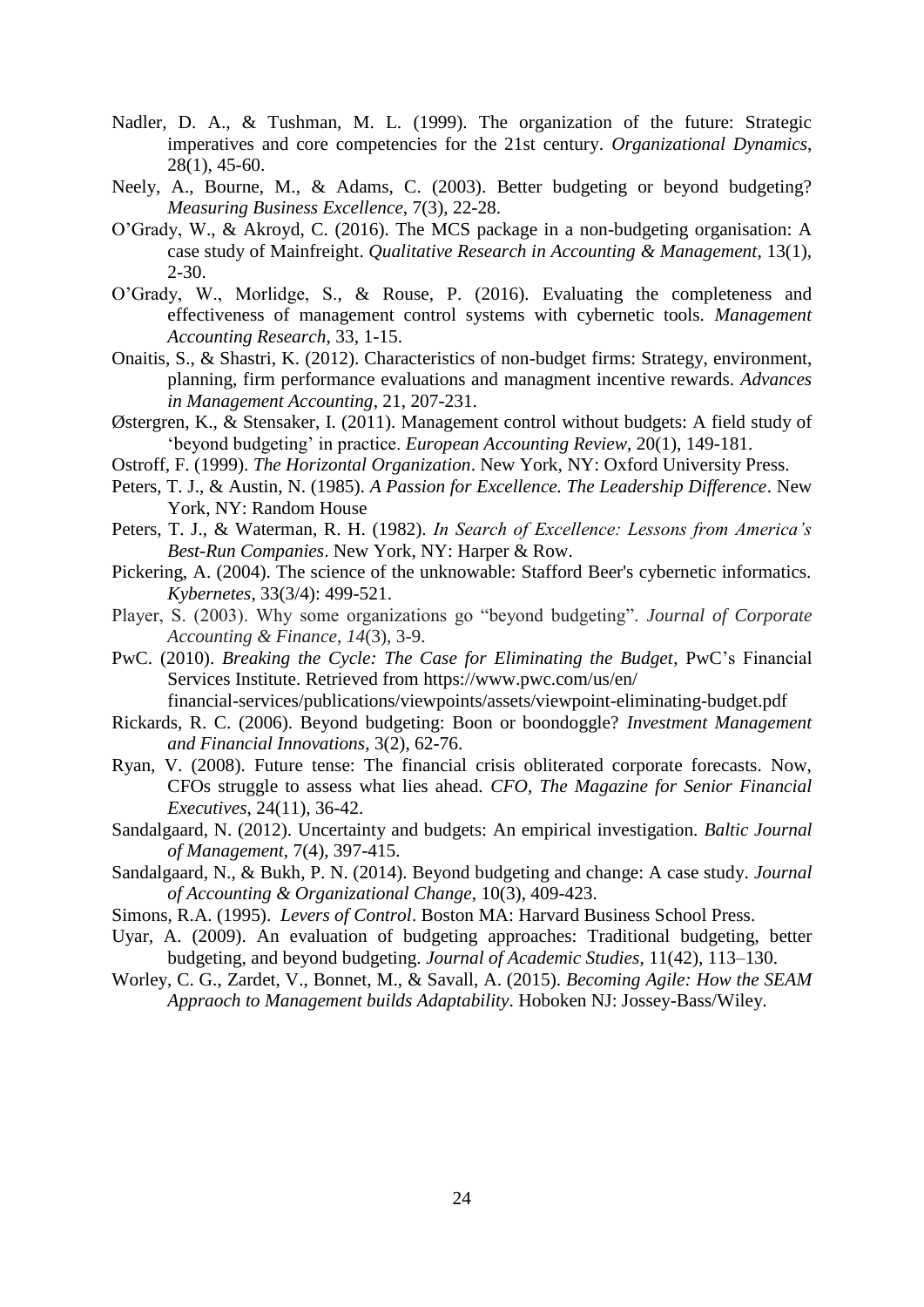Nadler, D. A., & Tushman, M. L. (1999). The organization of the future: Strategic imperatives and core competencies for the 21st century. *Organizational Dynamics*, 28(1), 45-60.

Neely, A., Bourne, M., & Adams, C. (2003). Better budgeting or beyond budgeting? *Measuring Business Excellence*, 7(3), 22-28.

O'Grady, W., & Akroyd, C. (2016). The MCS package in a non-budgeting organisation: A case study of Mainfreight. *Qualitative Research in Accounting & Management*, 13(1), 2-30.

O'Grady, W., Morlidge, S., & Rouse, P. (2016). Evaluating the completeness and effectiveness of management control systems with cybernetic tools. *Management Accounting Research*, 33, 1-15.

Onaitis, S., & Shastri, K. (2012). Characteristics of non-budget firms: Strategy, environment, planning, firm performance evaluations and managment incentive rewards. *Advances in Management Accounting*, 21, 207-231.

Østergren, K., & Stensaker, I. (2011). Management control without budgets: A field study of 'beyond budgeting' in practice. *European Accounting Review*, 20(1), 149-181.

Ostroff, F. (1999). *The Horizontal Organization*. New York, NY: Oxford University Press.

Peters, T. J., & Austin, N. (1985). *A Passion for Excellence. The Leadership Difference*. New York, NY: Random House

Peters, T. J., & Waterman, R. H. (1982). *In Search of Excellence: Lessons from America's Best-Run Companies*. New York, NY: Harper & Row.

Pickering, A. (2004). The science of the unknowable: Stafford Beer's cybernetic informatics. *Kybernetes*, 33(3/4): 499-521.

Player, S. (2003). Why some organizations go "beyond budgeting". *Journal of Corporate Accounting & Finance*, *14*(3), 3-9.

PwC. (2010). *Breaking the Cycle: The Case for Eliminating the Budget*, PwC's Financial Services Institute. Retrieved from https://www.pwc.com/us/en/financial-services/publications/viewpoints/assets/viewpoint-eliminating-budget.pdf

Rickards, R. C. (2006). Beyond budgeting: Boon or boondoggle? *Investment Management and Financial Innovations*, 3(2), 62-76.

Ryan, V. (2008). Future tense: The financial crisis obliterated corporate forecasts. Now, CFOs struggle to assess what lies ahead. *CFO, The Magazine for Senior Financial Executives*, 24(11), 36-42.

Sandalgaard, N. (2012). Uncertainty and budgets: An empirical investigation. *Baltic Journal of Management*, 7(4), 397-415.

Sandalgaard, N., & Bukh, P. N. (2014). Beyond budgeting and change: A case study. *Journal of Accounting & Organizational Change*, 10(3), 409-423.

Simons, R.A. (1995). *Levers of Control*. Boston MA: Harvard Business School Press.

Uyar, A. (2009). An evaluation of budgeting approaches: Traditional budgeting, better budgeting, and beyond budgeting. *Journal of Academic Studies*, 11(42), 113–130.

Worley, C. G., Zardet, V., Bonnet, M., & Savall, A. (2015). *Becoming Agile: How the SEAM Appraoch to Management builds Adaptability*. Hoboken NJ: Jossey-Bass/Wiley.